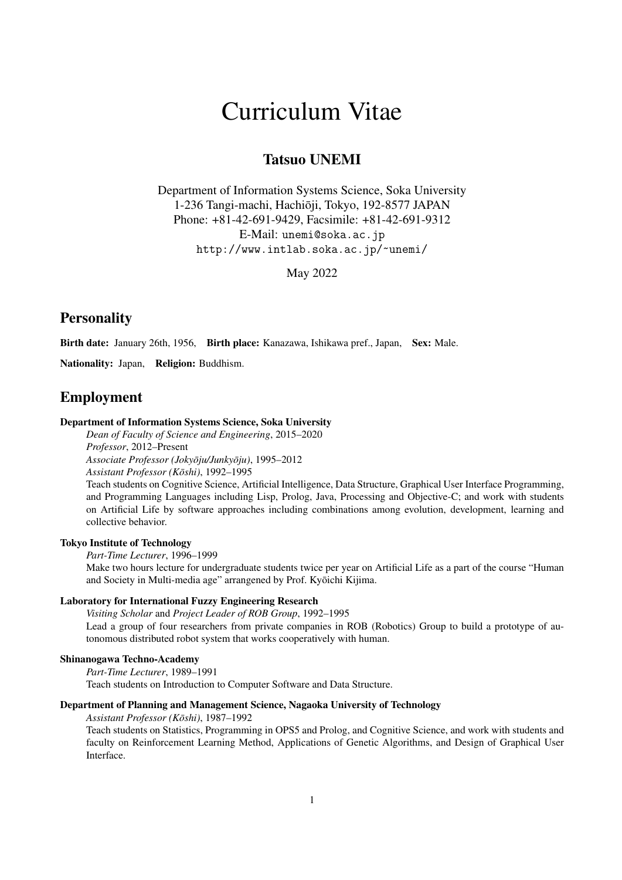# Curriculum Vitae

## Tatsuo UNEMI

Department of Information Systems Science, Soka University
1-236 Tangi-machi, Hachiōji, Tokyo, 192-8577 JAPAN
Phone: +81-42-691-9429, Facsimile: +81-42-691-9312
E-Mail: `unemi@soka.ac.jp`
`http://www.intlab.soka.ac.jp/~unemi/`

May 2022

## Personality

**Birth date:** January 26th, 1956, **Birth place:** Kanazawa, Ishikawa pref., Japan, **Sex:** Male.

**Nationality:** Japan, **Religion:** Buddhism.

## Employment

**Department of Information Systems Science, Soka University**

*Dean of Faculty of Science and Engineering*, 2015–2020
*Professor*, 2012–Present
*Associate Professor (Jokyōju/Junkyōju)*, 1995–2012
*Assistant Professor (Kōshi)*, 1992–1995
Teach students on Cognitive Science, Artificial Intelligence, Data Structure, Graphical User Interface Programming, and Programming Languages including Lisp, Prolog, Java, Processing and Objective-C; and work with students on Artificial Life by software approaches including combinations among evolution, development, learning and collective behavior.

**Tokyo Institute of Technology**

*Part-Time Lecturer*, 1996–1999
Make two hours lecture for undergraduate students twice per year on Artificial Life as a part of the course "Human and Society in Multi-media age" arrangened by Prof. Kyōichi Kijima.

**Laboratory for International Fuzzy Engineering Research**

*Visiting Scholar* and *Project Leader of ROB Group*, 1992–1995
Lead a group of four researchers from private companies in ROB (Robotics) Group to build a prototype of autonomous distributed robot system that works cooperatively with human.

**Shinanogawa Techno-Academy**

*Part-Time Lecturer*, 1989–1991
Teach students on Introduction to Computer Software and Data Structure.

**Department of Planning and Management Science, Nagaoka University of Technology**

*Assistant Professor (Kōshi)*, 1987–1992
Teach students on Statistics, Programming in OPS5 and Prolog, and Cognitive Science, and work with students and faculty on Reinforcement Learning Method, Applications of Genetic Algorithms, and Design of Graphical User Interface.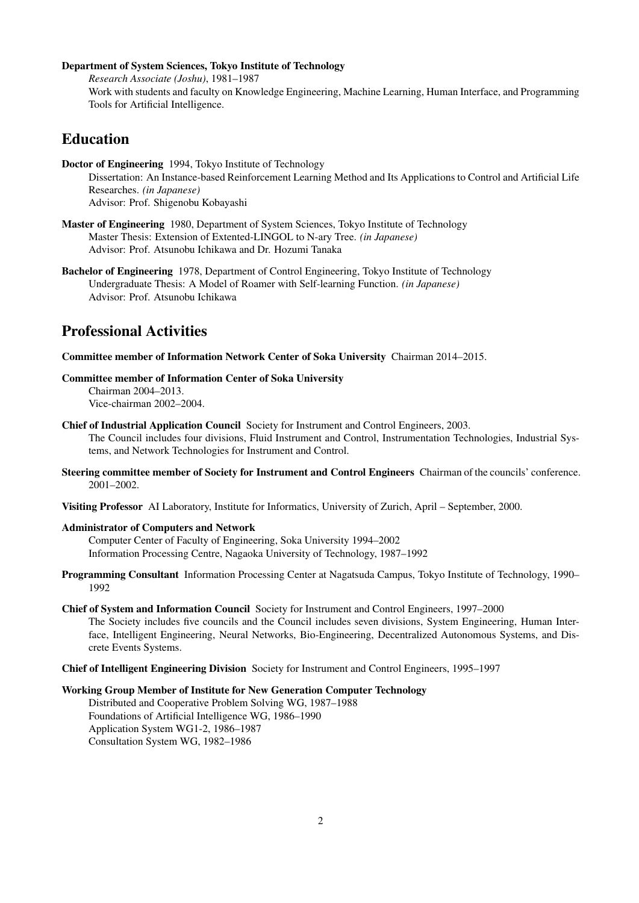**Department of System Sciences, Tokyo Institute of Technology**

*Research Associate (Joshu)*, 1981–1987

Work with students and faculty on Knowledge Engineering, Machine Learning, Human Interface, and Programming Tools for Artificial Intelligence.

## Education

**Doctor of Engineering** 1994, Tokyo Institute of Technology

Dissertation: An Instance-based Reinforcement Learning Method and Its Applications to Control and Artificial Life Researches. *(in Japanese)*

Advisor: Prof. Shigenobu Kobayashi

**Master of Engineering** 1980, Department of System Sciences, Tokyo Institute of Technology

Master Thesis: Extension of Extented-LINGOL to N-ary Tree. *(in Japanese)*

Advisor: Prof. Atsunobu Ichikawa and Dr. Hozumi Tanaka

**Bachelor of Engineering** 1978, Department of Control Engineering, Tokyo Institute of Technology

Undergraduate Thesis: A Model of Roamer with Self-learning Function. *(in Japanese)*

Advisor: Prof. Atsunobu Ichikawa

## Professional Activities

**Committee member of Information Network Center of Soka University** Chairman 2014–2015.

**Committee member of Information Center of Soka University**

Chairman 2004–2013.

Vice-chairman 2002–2004.

**Chief of Industrial Application Council** Society for Instrument and Control Engineers, 2003.

The Council includes four divisions, Fluid Instrument and Control, Instrumentation Technologies, Industrial Systems, and Network Technologies for Instrument and Control.

**Steering committee member of Society for Instrument and Control Engineers** Chairman of the councils' conference. 2001–2002.

**Visiting Professor** AI Laboratory, Institute for Informatics, University of Zurich, April – September, 2000.

**Administrator of Computers and Network**

Computer Center of Faculty of Engineering, Soka University 1994–2002

Information Processing Centre, Nagaoka University of Technology, 1987–1992

**Programming Consultant** Information Processing Center at Nagatsuda Campus, Tokyo Institute of Technology, 1990–1992

**Chief of System and Information Council** Society for Instrument and Control Engineers, 1997–2000

The Society includes five councils and the Council includes seven divisions, System Engineering, Human Interface, Intelligent Engineering, Neural Networks, Bio-Engineering, Decentralized Autonomous Systems, and Discrete Events Systems.

**Chief of Intelligent Engineering Division** Society for Instrument and Control Engineers, 1995–1997

**Working Group Member of Institute for New Generation Computer Technology**

Distributed and Cooperative Problem Solving WG, 1987–1988

Foundations of Artificial Intelligence WG, 1986–1990

Application System WG1-2, 1986–1987

Consultation System WG, 1982–1986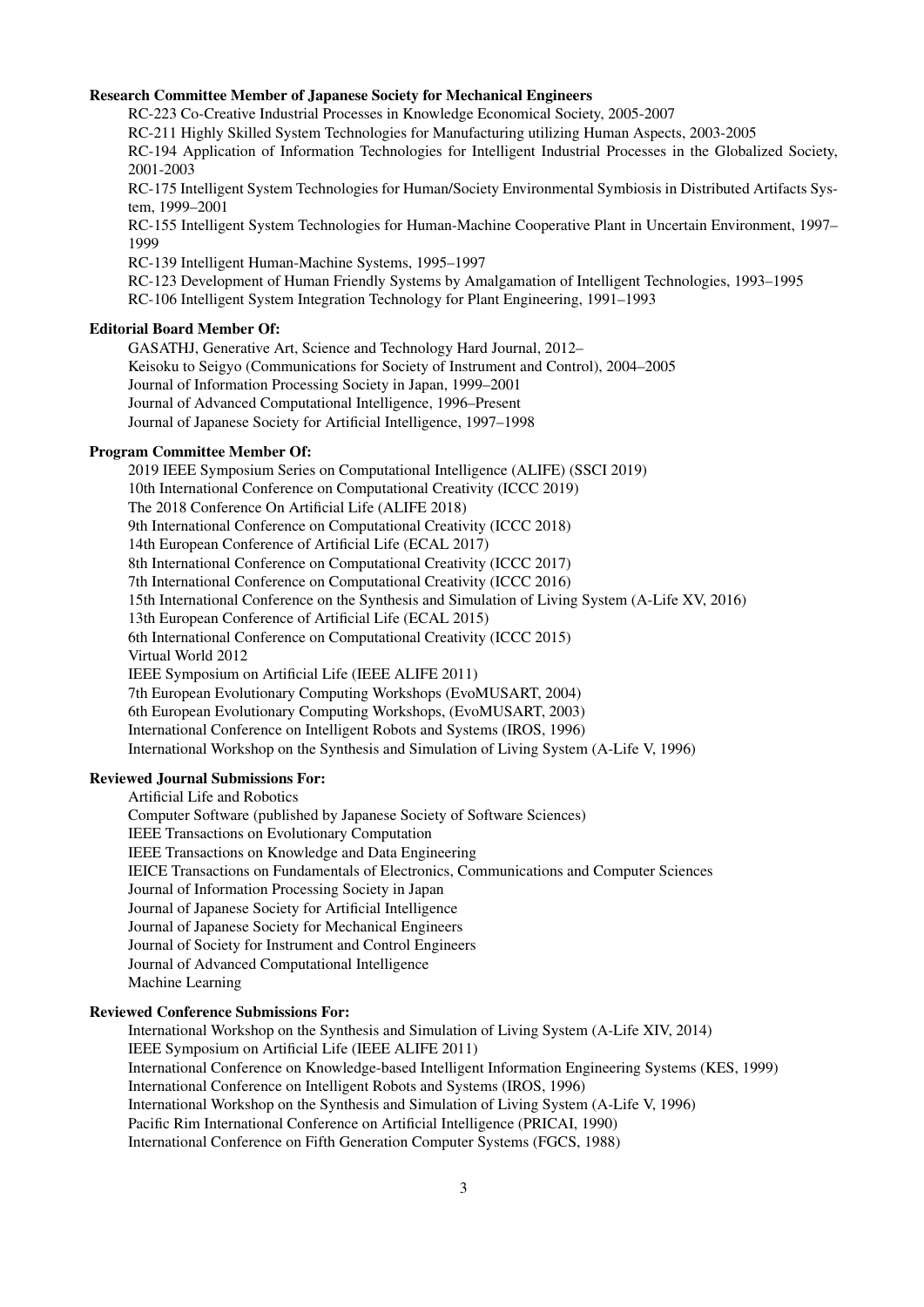**Research Committee Member of Japanese Society for Mechanical Engineers**

RC-223 Co-Creative Industrial Processes in Knowledge Economical Society, 2005-2007

RC-211 Highly Skilled System Technologies for Manufacturing utilizing Human Aspects, 2003-2005

RC-194 Application of Information Technologies for Intelligent Industrial Processes in the Globalized Society, 2001-2003

RC-175 Intelligent System Technologies for Human/Society Environmental Symbiosis in Distributed Artifacts System, 1999–2001

RC-155 Intelligent System Technologies for Human-Machine Cooperative Plant in Uncertain Environment, 1997–1999

RC-139 Intelligent Human-Machine Systems, 1995–1997

RC-123 Development of Human Friendly Systems by Amalgamation of Intelligent Technologies, 1993–1995

RC-106 Intelligent System Integration Technology for Plant Engineering, 1991–1993

**Editorial Board Member Of:**

GASATHJ, Generative Art, Science and Technology Hard Journal, 2012–

Keisoku to Seigyo (Communications for Society of Instrument and Control), 2004–2005

Journal of Information Processing Society in Japan, 1999–2001

Journal of Advanced Computational Intelligence, 1996–Present

Journal of Japanese Society for Artificial Intelligence, 1997–1998

**Program Committee Member Of:**

2019 IEEE Symposium Series on Computational Intelligence (ALIFE) (SSCI 2019)

10th International Conference on Computational Creativity (ICCC 2019)

The 2018 Conference On Artificial Life (ALIFE 2018)

9th International Conference on Computational Creativity (ICCC 2018)

14th European Conference of Artificial Life (ECAL 2017)

8th International Conference on Computational Creativity (ICCC 2017)

7th International Conference on Computational Creativity (ICCC 2016)

15th International Conference on the Synthesis and Simulation of Living System (A-Life XV, 2016)

13th European Conference of Artificial Life (ECAL 2015)

6th International Conference on Computational Creativity (ICCC 2015)

Virtual World 2012

IEEE Symposium on Artificial Life (IEEE ALIFE 2011)

7th European Evolutionary Computing Workshops (EvoMUSART, 2004)

6th European Evolutionary Computing Workshops, (EvoMUSART, 2003)

International Conference on Intelligent Robots and Systems (IROS, 1996)

International Workshop on the Synthesis and Simulation of Living System (A-Life V, 1996)

**Reviewed Journal Submissions For:**

Artificial Life and Robotics

Computer Software (published by Japanese Society of Software Sciences)

IEEE Transactions on Evolutionary Computation

IEEE Transactions on Knowledge and Data Engineering

IEICE Transactions on Fundamentals of Electronics, Communications and Computer Sciences

Journal of Information Processing Society in Japan

Journal of Japanese Society for Artificial Intelligence

Journal of Japanese Society for Mechanical Engineers

Journal of Society for Instrument and Control Engineers

Journal of Advanced Computational Intelligence

Machine Learning

**Reviewed Conference Submissions For:**

International Workshop on the Synthesis and Simulation of Living System (A-Life XIV, 2014)

IEEE Symposium on Artificial Life (IEEE ALIFE 2011)

International Conference on Knowledge-based Intelligent Information Engineering Systems (KES, 1999)

International Conference on Intelligent Robots and Systems (IROS, 1996)

International Workshop on the Synthesis and Simulation of Living System (A-Life V, 1996)

Pacific Rim International Conference on Artificial Intelligence (PRICAI, 1990)

International Conference on Fifth Generation Computer Systems (FGCS, 1988)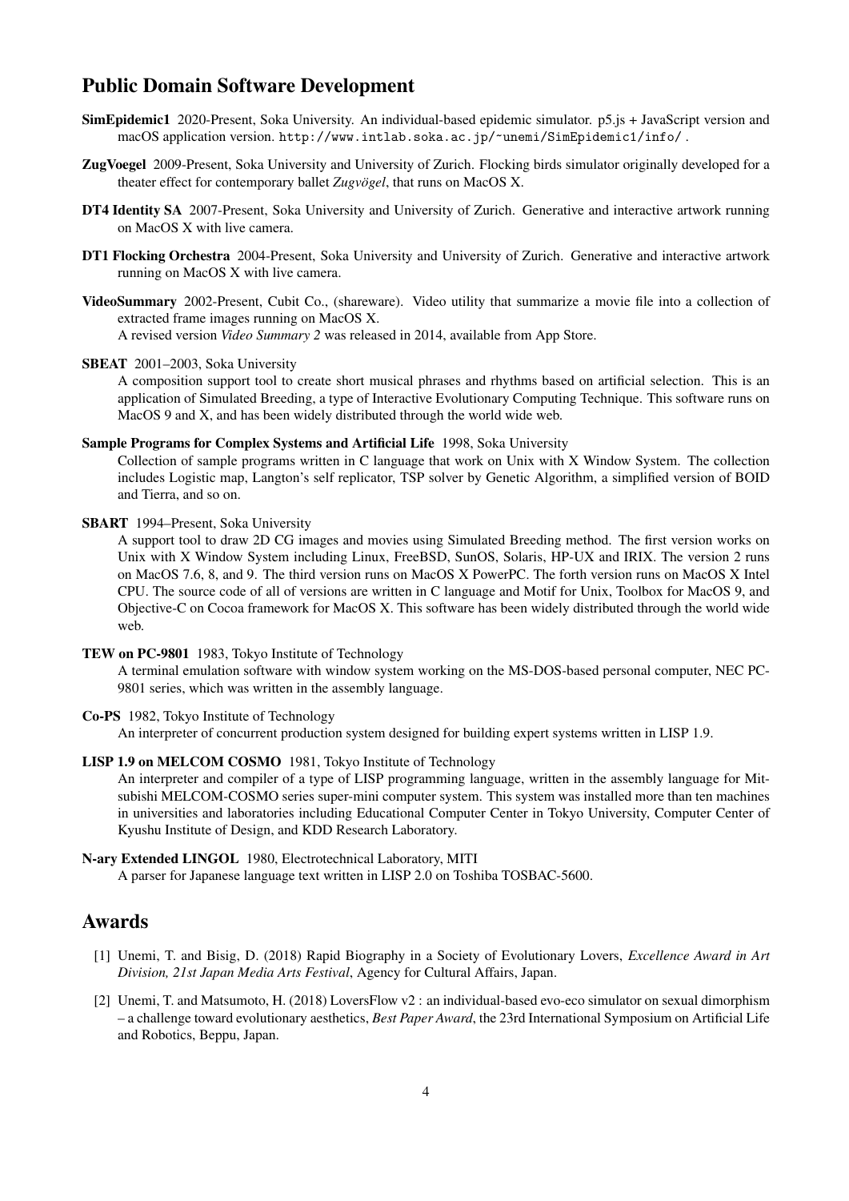## Public Domain Software Development

**SimEpidemic1** 2020-Present, Soka University. An individual-based epidemic simulator. p5.js + JavaScript version and macOS application version. `http://www.intlab.soka.ac.jp/~unemi/SimEpidemic1/info/` .

**ZugVoegel** 2009-Present, Soka University and University of Zurich. Flocking birds simulator originally developed for a theater effect for contemporary ballet *Zugvögel*, that runs on MacOS X.

**DT4 Identity SA** 2007-Present, Soka University and University of Zurich. Generative and interactive artwork running on MacOS X with live camera.

**DT1 Flocking Orchestra** 2004-Present, Soka University and University of Zurich. Generative and interactive artwork running on MacOS X with live camera.

**VideoSummary** 2002-Present, Cubit Co., (shareware). Video utility that summarize a movie file into a collection of extracted frame images running on MacOS X.
A revised version *Video Summary 2* was released in 2014, available from App Store.

**SBEAT** 2001–2003, Soka University
A composition support tool to create short musical phrases and rhythms based on artificial selection. This is an application of Simulated Breeding, a type of Interactive Evolutionary Computing Technique. This software runs on MacOS 9 and X, and has been widely distributed through the world wide web.

**Sample Programs for Complex Systems and Artificial Life** 1998, Soka University
Collection of sample programs written in C language that work on Unix with X Window System. The collection includes Logistic map, Langton's self replicator, TSP solver by Genetic Algorithm, a simplified version of BOID and Tierra, and so on.

**SBART** 1994–Present, Soka University
A support tool to draw 2D CG images and movies using Simulated Breeding method. The first version works on Unix with X Window System including Linux, FreeBSD, SunOS, Solaris, HP-UX and IRIX. The version 2 runs on MacOS 7.6, 8, and 9. The third version runs on MacOS X PowerPC. The forth version runs on MacOS X Intel CPU. The source code of all of versions are written in C language and Motif for Unix, Toolbox for MacOS 9, and Objective-C on Cocoa framework for MacOS X. This software has been widely distributed through the world wide web.

**TEW on PC-9801** 1983, Tokyo Institute of Technology
A terminal emulation software with window system working on the MS-DOS-based personal computer, NEC PC-9801 series, which was written in the assembly language.

**Co-PS** 1982, Tokyo Institute of Technology
An interpreter of concurrent production system designed for building expert systems written in LISP 1.9.

**LISP 1.9 on MELCOM COSMO** 1981, Tokyo Institute of Technology
An interpreter and compiler of a type of LISP programming language, written in the assembly language for Mitsubishi MELCOM-COSMO series super-mini computer system. This system was installed more than ten machines in universities and laboratories including Educational Computer Center in Tokyo University, Computer Center of Kyushu Institute of Design, and KDD Research Laboratory.

**N-ary Extended LINGOL** 1980, Electrotechnical Laboratory, MITI
A parser for Japanese language text written in LISP 2.0 on Toshiba TOSBAC-5600.

## Awards

[1] Unemi, T. and Bisig, D. (2018) Rapid Biography in a Society of Evolutionary Lovers, *Excellence Award in Art Division, 21st Japan Media Arts Festival*, Agency for Cultural Affairs, Japan.

[2] Unemi, T. and Matsumoto, H. (2018) LoversFlow v2 : an individual-based evo-eco simulator on sexual dimorphism – a challenge toward evolutionary aesthetics, *Best Paper Award*, the 23rd International Symposium on Artificial Life and Robotics, Beppu, Japan.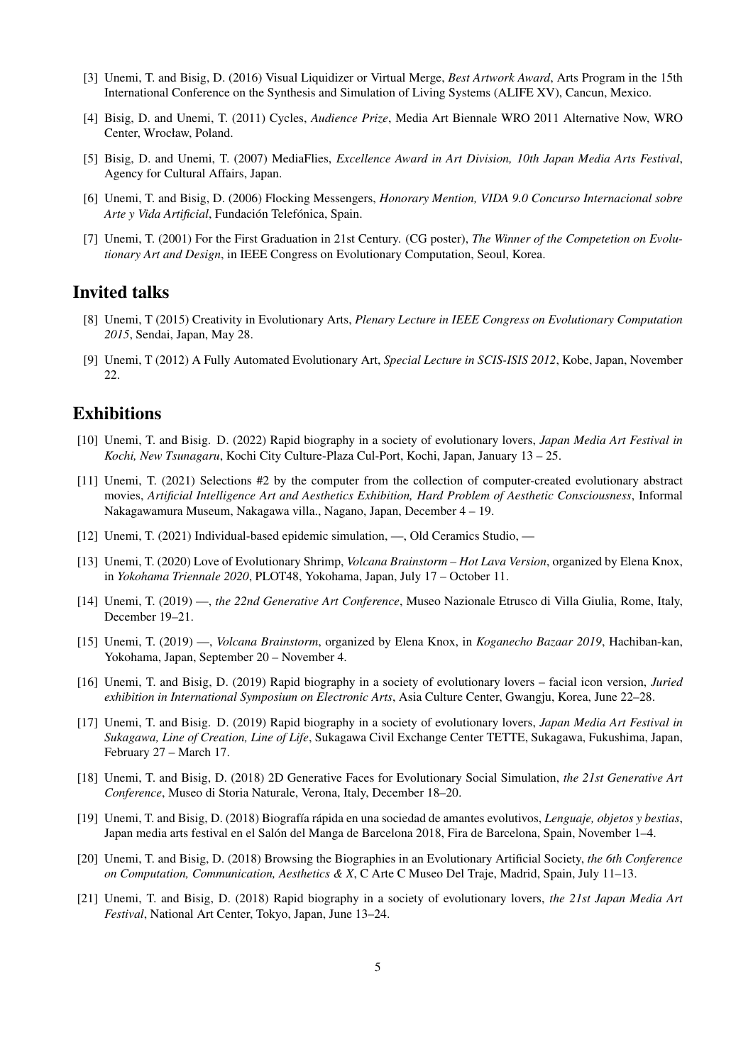[3] Unemi, T. and Bisig, D. (2016) Visual Liquidizer or Virtual Merge, *Best Artwork Award*, Arts Program in the 15th International Conference on the Synthesis and Simulation of Living Systems (ALIFE XV), Cancun, Mexico.

[4] Bisig, D. and Unemi, T. (2011) Cycles, *Audience Prize*, Media Art Biennale WRO 2011 Alternative Now, WRO Center, Wrocław, Poland.

[5] Bisig, D. and Unemi, T. (2007) MediaFlies, *Excellence Award in Art Division, 10th Japan Media Arts Festival*, Agency for Cultural Affairs, Japan.

[6] Unemi, T. and Bisig, D. (2006) Flocking Messengers, *Honorary Mention, VIDA 9.0 Concurso Internacional sobre Arte y Vida Artificial*, Fundación Telefónica, Spain.

[7] Unemi, T. (2001) For the First Graduation in 21st Century. (CG poster), *The Winner of the Competetion on Evolutionary Art and Design*, in IEEE Congress on Evolutionary Computation, Seoul, Korea.

## Invited talks

[8] Unemi, T (2015) Creativity in Evolutionary Arts, *Plenary Lecture in IEEE Congress on Evolutionary Computation 2015*, Sendai, Japan, May 28.

[9] Unemi, T (2012) A Fully Automated Evolutionary Art, *Special Lecture in SCIS-ISIS 2012*, Kobe, Japan, November 22.

## Exhibitions

[10] Unemi, T. and Bisig. D. (2022) Rapid biography in a society of evolutionary lovers, *Japan Media Art Festival in Kochi, New Tsunagaru*, Kochi City Culture-Plaza Cul-Port, Kochi, Japan, January 13 – 25.

[11] Unemi, T. (2021) Selections #2 by the computer from the collection of computer-created evolutionary abstract movies, *Artificial Intelligence Art and Aesthetics Exhibition, Hard Problem of Aesthetic Consciousness*, Informal Nakagawamura Museum, Nakagawa villa., Nagano, Japan, December 4 – 19.

[12] Unemi, T. (2021) Individual-based epidemic simulation, —, Old Ceramics Studio, —

[13] Unemi, T. (2020) Love of Evolutionary Shrimp, *Volcana Brainstorm – Hot Lava Version*, organized by Elena Knox, in *Yokohama Triennale 2020*, PLOT48, Yokohama, Japan, July 17 – October 11.

[14] Unemi, T. (2019) —, *the 22nd Generative Art Conference*, Museo Nazionale Etrusco di Villa Giulia, Rome, Italy, December 19–21.

[15] Unemi, T. (2019) —, *Volcana Brainstorm*, organized by Elena Knox, in *Koganecho Bazaar 2019*, Hachiban-kan, Yokohama, Japan, September 20 – November 4.

[16] Unemi, T. and Bisig, D. (2019) Rapid biography in a society of evolutionary lovers – facial icon version, *Juried exhibition in International Symposium on Electronic Arts*, Asia Culture Center, Gwangju, Korea, June 22–28.

[17] Unemi, T. and Bisig. D. (2019) Rapid biography in a society of evolutionary lovers, *Japan Media Art Festival in Sukagawa, Line of Creation, Line of Life*, Sukagawa Civil Exchange Center TETTE, Sukagawa, Fukushima, Japan, February 27 – March 17.

[18] Unemi, T. and Bisig, D. (2018) 2D Generative Faces for Evolutionary Social Simulation, *the 21st Generative Art Conference*, Museo di Storia Naturale, Verona, Italy, December 18–20.

[19] Unemi, T. and Bisig, D. (2018) Biografía rápida en una sociedad de amantes evolutivos, *Lenguaje, objetos y bestias*, Japan media arts festival en el Salón del Manga de Barcelona 2018, Fira de Barcelona, Spain, November 1–4.

[20] Unemi, T. and Bisig, D. (2018) Browsing the Biographies in an Evolutionary Artificial Society, *the 6th Conference on Computation, Communication, Aesthetics & X*, C Arte C Museo Del Traje, Madrid, Spain, July 11–13.

[21] Unemi, T. and Bisig, D. (2018) Rapid biography in a society of evolutionary lovers, *the 21st Japan Media Art Festival*, National Art Center, Tokyo, Japan, June 13–24.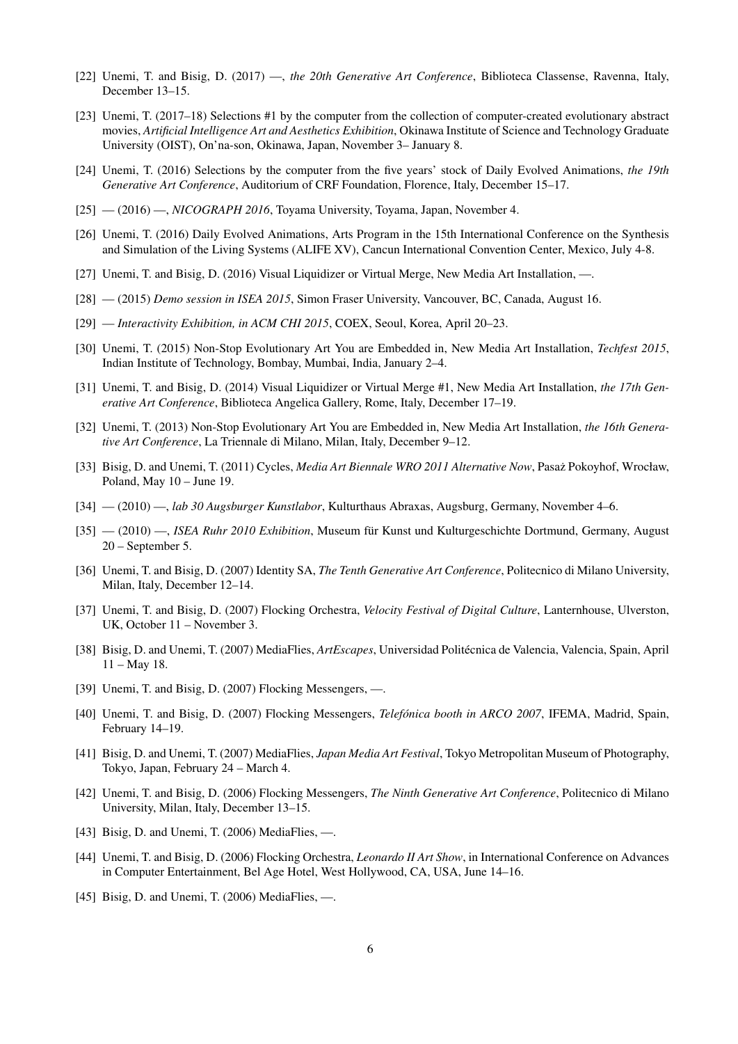[22] Unemi, T. and Bisig, D. (2017) —, *the 20th Generative Art Conference*, Biblioteca Classense, Ravenna, Italy, December 13–15.

[23] Unemi, T. (2017–18) Selections #1 by the computer from the collection of computer-created evolutionary abstract movies, *Artificial Intelligence Art and Aesthetics Exhibition*, Okinawa Institute of Science and Technology Graduate University (OIST), On'na-son, Okinawa, Japan, November 3– January 8.

[24] Unemi, T. (2016) Selections by the computer from the five years' stock of Daily Evolved Animations, *the 19th Generative Art Conference*, Auditorium of CRF Foundation, Florence, Italy, December 15–17.

[25] — (2016) —, *NICOGRAPH 2016*, Toyama University, Toyama, Japan, November 4.

[26] Unemi, T. (2016) Daily Evolved Animations, Arts Program in the 15th International Conference on the Synthesis and Simulation of the Living Systems (ALIFE XV), Cancun International Convention Center, Mexico, July 4-8.

[27] Unemi, T. and Bisig, D. (2016) Visual Liquidizer or Virtual Merge, New Media Art Installation, —.

[28] — (2015) *Demo session in ISEA 2015*, Simon Fraser University, Vancouver, BC, Canada, August 16.

[29] — *Interactivity Exhibition, in ACM CHI 2015*, COEX, Seoul, Korea, April 20–23.

[30] Unemi, T. (2015) Non-Stop Evolutionary Art You are Embedded in, New Media Art Installation, *Techfest 2015*, Indian Institute of Technology, Bombay, Mumbai, India, January 2–4.

[31] Unemi, T. and Bisig, D. (2014) Visual Liquidizer or Virtual Merge #1, New Media Art Installation, *the 17th Generative Art Conference*, Biblioteca Angelica Gallery, Rome, Italy, December 17–19.

[32] Unemi, T. (2013) Non-Stop Evolutionary Art You are Embedded in, New Media Art Installation, *the 16th Generative Art Conference*, La Triennale di Milano, Milan, Italy, December 9–12.

[33] Bisig, D. and Unemi, T. (2011) Cycles, *Media Art Biennale WRO 2011 Alternative Now*, Pasaż Pokoyhof, Wrocław, Poland, May 10 – June 19.

[34] — (2010) —, *lab 30 Augsburger Kunstlabor*, Kulturthaus Abraxas, Augsburg, Germany, November 4–6.

[35] — (2010) —, *ISEA Ruhr 2010 Exhibition*, Museum für Kunst und Kulturgeschichte Dortmund, Germany, August 20 – September 5.

[36] Unemi, T. and Bisig, D. (2007) Identity SA, *The Tenth Generative Art Conference*, Politecnico di Milano University, Milan, Italy, December 12–14.

[37] Unemi, T. and Bisig, D. (2007) Flocking Orchestra, *Velocity Festival of Digital Culture*, Lanternhouse, Ulverston, UK, October 11 – November 3.

[38] Bisig, D. and Unemi, T. (2007) MediaFlies, *ArtEscapes*, Universidad Politécnica de Valencia, Valencia, Spain, April 11 – May 18.

[39] Unemi, T. and Bisig, D. (2007) Flocking Messengers, —.

[40] Unemi, T. and Bisig, D. (2007) Flocking Messengers, *Telefónica booth in ARCO 2007*, IFEMA, Madrid, Spain, February 14–19.

[41] Bisig, D. and Unemi, T. (2007) MediaFlies, *Japan Media Art Festival*, Tokyo Metropolitan Museum of Photography, Tokyo, Japan, February 24 – March 4.

[42] Unemi, T. and Bisig, D. (2006) Flocking Messengers, *The Ninth Generative Art Conference*, Politecnico di Milano University, Milan, Italy, December 13–15.

[43] Bisig, D. and Unemi, T. (2006) MediaFlies, —.

[44] Unemi, T. and Bisig, D. (2006) Flocking Orchestra, *Leonardo II Art Show*, in International Conference on Advances in Computer Entertainment, Bel Age Hotel, West Hollywood, CA, USA, June 14–16.

[45] Bisig, D. and Unemi, T. (2006) MediaFlies, —.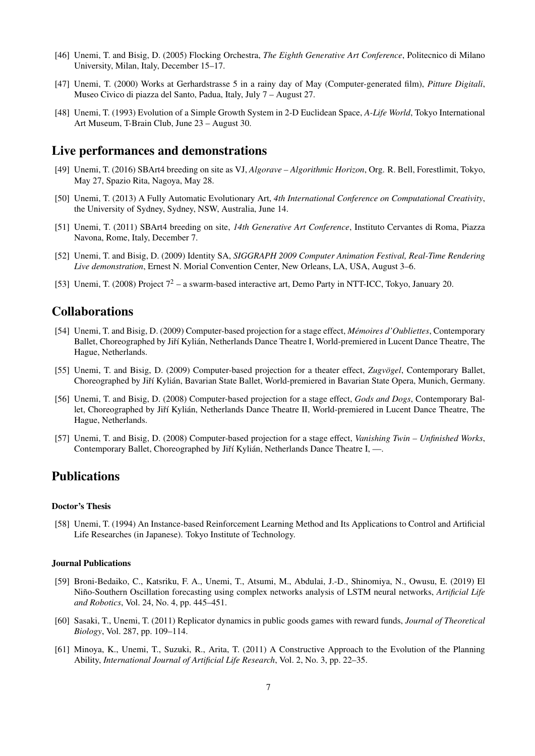[46] Unemi, T. and Bisig, D. (2005) Flocking Orchestra, *The Eighth Generative Art Conference*, Politecnico di Milano University, Milan, Italy, December 15–17.

[47] Unemi, T. (2000) Works at Gerhardstrasse 5 in a rainy day of May (Computer-generated film), *Pitture Digitali*, Museo Civico di piazza del Santo, Padua, Italy, July 7 – August 27.

[48] Unemi, T. (1993) Evolution of a Simple Growth System in 2-D Euclidean Space, *A-Life World*, Tokyo International Art Museum, T-Brain Club, June 23 – August 30.

## Live performances and demonstrations

[49] Unemi, T. (2016) SBArt4 breeding on site as VJ, *Algorave – Algorithmic Horizon*, Org. R. Bell, Forestlimit, Tokyo, May 27, Spazio Rita, Nagoya, May 28.

[50] Unemi, T. (2013) A Fully Automatic Evolutionary Art, *4th International Conference on Computational Creativity*, the University of Sydney, Sydney, NSW, Australia, June 14.

[51] Unemi, T. (2011) SBArt4 breeding on site, *14th Generative Art Conference*, Instituto Cervantes di Roma, Piazza Navona, Rome, Italy, December 7.

[52] Unemi, T. and Bisig, D. (2009) Identity SA, *SIGGRAPH 2009 Computer Animation Festival, Real-Time Rendering Live demonstration*, Ernest N. Morial Convention Center, New Orleans, LA, USA, August 3–6.

[53] Unemi, T. (2008) Project $7^2$ – a swarm-based interactive art, Demo Party in NTT-ICC, Tokyo, January 20.

## Collaborations

[54] Unemi, T. and Bisig, D. (2009) Computer-based projection for a stage effect, *Mémoires d'Oubliettes*, Contemporary Ballet, Choreographed by Jiří Kylián, Netherlands Dance Theatre I, World-premiered in Lucent Dance Theatre, The Hague, Netherlands.

[55] Unemi, T. and Bisig, D. (2009) Computer-based projection for a theater effect, *Zugvögel*, Contemporary Ballet, Choreographed by Jiří Kylián, Bavarian State Ballet, World-premiered in Bavarian State Opera, Munich, Germany.

[56] Unemi, T. and Bisig, D. (2008) Computer-based projection for a stage effect, *Gods and Dogs*, Contemporary Ballet, Choreographed by Jiří Kylián, Netherlands Dance Theatre II, World-premiered in Lucent Dance Theatre, The Hague, Netherlands.

[57] Unemi, T. and Bisig, D. (2008) Computer-based projection for a stage effect, *Vanishing Twin – Unfinished Works*, Contemporary Ballet, Choreographed by Jiří Kylián, Netherlands Dance Theatre I, —.

## Publications

#### Doctor's Thesis

[58] Unemi, T. (1994) An Instance-based Reinforcement Learning Method and Its Applications to Control and Artificial Life Researches (in Japanese). Tokyo Institute of Technology.

#### Journal Publications

[59] Broni-Bedaiko, C., Katsriku, F. A., Unemi, T., Atsumi, M., Abdulai, J.-D., Shinomiya, N., Owusu, E. (2019) El Niño-Southern Oscillation forecasting using complex networks analysis of LSTM neural networks, *Artificial Life and Robotics*, Vol. 24, No. 4, pp. 445–451.

[60] Sasaki, T., Unemi, T. (2011) Replicator dynamics in public goods games with reward funds, *Journal of Theoretical Biology*, Vol. 287, pp. 109–114.

[61] Minoya, K., Unemi, T., Suzuki, R., Arita, T. (2011) A Constructive Approach to the Evolution of the Planning Ability, *International Journal of Artificial Life Research*, Vol. 2, No. 3, pp. 22–35.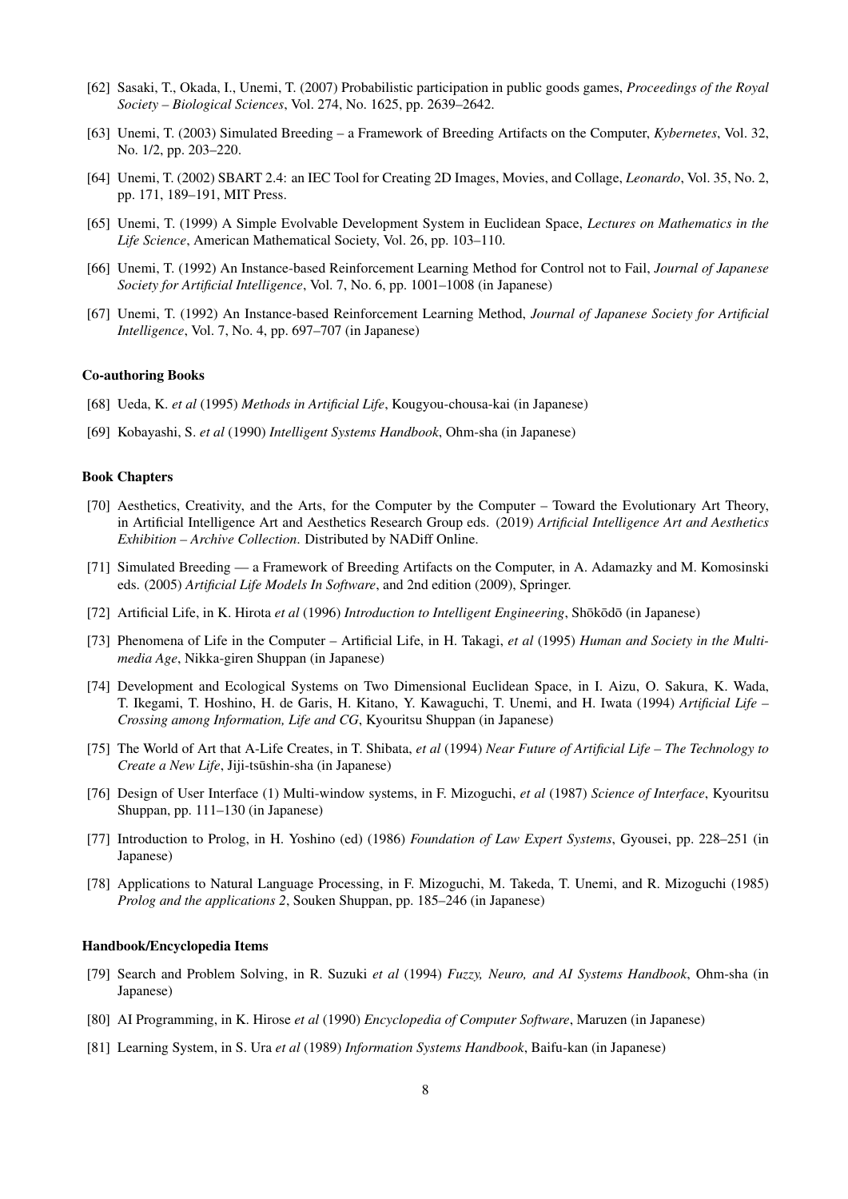[62] Sasaki, T., Okada, I., Unemi, T. (2007) Probabilistic participation in public goods games, *Proceedings of the Royal Society – Biological Sciences*, Vol. 274, No. 1625, pp. 2639–2642.

[63] Unemi, T. (2003) Simulated Breeding – a Framework of Breeding Artifacts on the Computer, *Kybernetes*, Vol. 32, No. 1/2, pp. 203–220.

[64] Unemi, T. (2002) SBART 2.4: an IEC Tool for Creating 2D Images, Movies, and Collage, *Leonardo*, Vol. 35, No. 2, pp. 171, 189–191, MIT Press.

[65] Unemi, T. (1999) A Simple Evolvable Development System in Euclidean Space, *Lectures on Mathematics in the Life Science*, American Mathematical Society, Vol. 26, pp. 103–110.

[66] Unemi, T. (1992) An Instance-based Reinforcement Learning Method for Control not to Fail, *Journal of Japanese Society for Artificial Intelligence*, Vol. 7, No. 6, pp. 1001–1008 (in Japanese)

[67] Unemi, T. (1992) An Instance-based Reinforcement Learning Method, *Journal of Japanese Society for Artificial Intelligence*, Vol. 7, No. 4, pp. 697–707 (in Japanese)

### Co-authoring Books

[68] Ueda, K. *et al* (1995) *Methods in Artificial Life*, Kougyou-chousa-kai (in Japanese)

[69] Kobayashi, S. *et al* (1990) *Intelligent Systems Handbook*, Ohm-sha (in Japanese)

### Book Chapters

[70] Aesthetics, Creativity, and the Arts, for the Computer by the Computer – Toward the Evolutionary Art Theory, in Artificial Intelligence Art and Aesthetics Research Group eds. (2019) *Artificial Intelligence Art and Aesthetics Exhibition – Archive Collection*. Distributed by NADiff Online.

[71] Simulated Breeding — a Framework of Breeding Artifacts on the Computer, in A. Adamazky and M. Komosinski eds. (2005) *Artificial Life Models In Software*, and 2nd edition (2009), Springer.

[72] Artificial Life, in K. Hirota *et al* (1996) *Introduction to Intelligent Engineering*, Shōkōdō (in Japanese)

[73] Phenomena of Life in the Computer – Artificial Life, in H. Takagi, *et al* (1995) *Human and Society in the Multimedia Age*, Nikka-giren Shuppan (in Japanese)

[74] Development and Ecological Systems on Two Dimensional Euclidean Space, in I. Aizu, O. Sakura, K. Wada, T. Ikegami, T. Hoshino, H. de Garis, H. Kitano, Y. Kawaguchi, T. Unemi, and H. Iwata (1994) *Artificial Life – Crossing among Information, Life and CG*, Kyouritsu Shuppan (in Japanese)

[75] The World of Art that A-Life Creates, in T. Shibata, *et al* (1994) *Near Future of Artificial Life – The Technology to Create a New Life*, Jiji-tsūshin-sha (in Japanese)

[76] Design of User Interface (1) Multi-window systems, in F. Mizoguchi, *et al* (1987) *Science of Interface*, Kyouritsu Shuppan, pp. 111–130 (in Japanese)

[77] Introduction to Prolog, in H. Yoshino (ed) (1986) *Foundation of Law Expert Systems*, Gyousei, pp. 228–251 (in Japanese)

[78] Applications to Natural Language Processing, in F. Mizoguchi, M. Takeda, T. Unemi, and R. Mizoguchi (1985) *Prolog and the applications 2*, Souken Shuppan, pp. 185–246 (in Japanese)

### Handbook/Encyclopedia Items

[79] Search and Problem Solving, in R. Suzuki *et al* (1994) *Fuzzy, Neuro, and AI Systems Handbook*, Ohm-sha (in Japanese)

[80] AI Programming, in K. Hirose *et al* (1990) *Encyclopedia of Computer Software*, Maruzen (in Japanese)

[81] Learning System, in S. Ura *et al* (1989) *Information Systems Handbook*, Baifu-kan (in Japanese)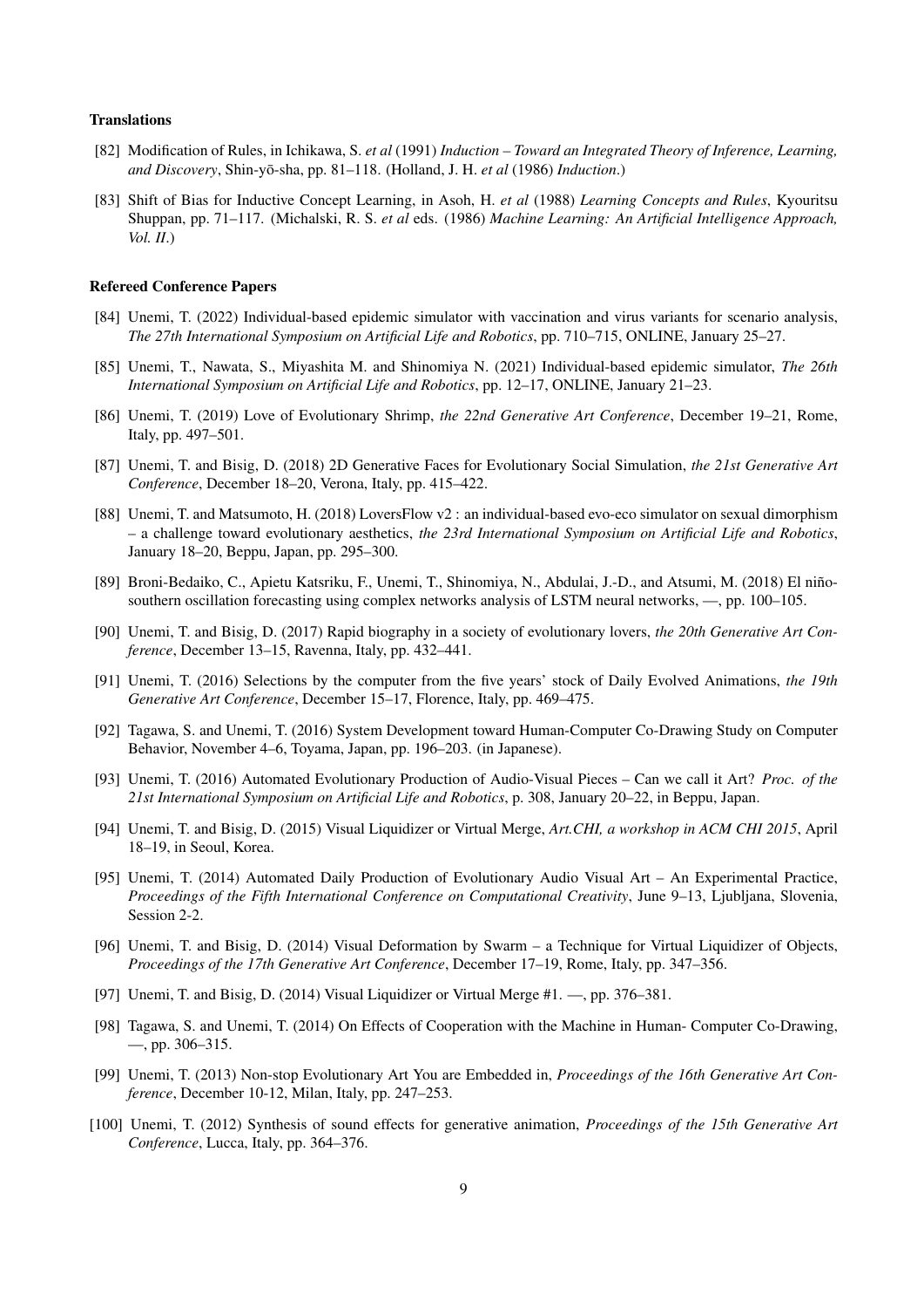### Translations

[82] Modification of Rules, in Ichikawa, S. *et al* (1991) *Induction – Toward an Integrated Theory of Inference, Learning, and Discovery*, Shin-yō-sha, pp. 81–118. (Holland, J. H. *et al* (1986) *Induction*.)

[83] Shift of Bias for Inductive Concept Learning, in Asoh, H. *et al* (1988) *Learning Concepts and Rules*, Kyouritsu Shuppan, pp. 71–117. (Michalski, R. S. *et al* eds. (1986) *Machine Learning: An Artificial Intelligence Approach, Vol. II*.)

### Refereed Conference Papers

[84] Unemi, T. (2022) Individual-based epidemic simulator with vaccination and virus variants for scenario analysis, *The 27th International Symposium on Artificial Life and Robotics*, pp. 710–715, ONLINE, January 25–27.

[85] Unemi, T., Nawata, S., Miyashita M. and Shinomiya N. (2021) Individual-based epidemic simulator, *The 26th International Symposium on Artificial Life and Robotics*, pp. 12–17, ONLINE, January 21–23.

[86] Unemi, T. (2019) Love of Evolutionary Shrimp, *the 22nd Generative Art Conference*, December 19–21, Rome, Italy, pp. 497–501.

[87] Unemi, T. and Bisig, D. (2018) 2D Generative Faces for Evolutionary Social Simulation, *the 21st Generative Art Conference*, December 18–20, Verona, Italy, pp. 415–422.

[88] Unemi, T. and Matsumoto, H. (2018) LoversFlow v2 : an individual-based evo-eco simulator on sexual dimorphism – a challenge toward evolutionary aesthetics, *the 23rd International Symposium on Artificial Life and Robotics*, January 18–20, Beppu, Japan, pp. 295–300.

[89] Broni-Bedaiko, C., Apietu Katsriku, F., Unemi, T., Shinomiya, N., Abdulai, J.-D., and Atsumi, M. (2018) El niño-southern oscillation forecasting using complex networks analysis of LSTM neural networks, —, pp. 100–105.

[90] Unemi, T. and Bisig, D. (2017) Rapid biography in a society of evolutionary lovers, *the 20th Generative Art Conference*, December 13–15, Ravenna, Italy, pp. 432–441.

[91] Unemi, T. (2016) Selections by the computer from the five years' stock of Daily Evolved Animations, *the 19th Generative Art Conference*, December 15–17, Florence, Italy, pp. 469–475.

[92] Tagawa, S. and Unemi, T. (2016) System Development toward Human-Computer Co-Drawing Study on Computer Behavior, November 4–6, Toyama, Japan, pp. 196–203. (in Japanese).

[93] Unemi, T. (2016) Automated Evolutionary Production of Audio-Visual Pieces – Can we call it Art? *Proc. of the 21st International Symposium on Artificial Life and Robotics*, p. 308, January 20–22, in Beppu, Japan.

[94] Unemi, T. and Bisig, D. (2015) Visual Liquidizer or Virtual Merge, *Art.CHI, a workshop in ACM CHI 2015*, April 18–19, in Seoul, Korea.

[95] Unemi, T. (2014) Automated Daily Production of Evolutionary Audio Visual Art – An Experimental Practice, *Proceedings of the Fifth International Conference on Computational Creativity*, June 9–13, Ljubljana, Slovenia, Session 2-2.

[96] Unemi, T. and Bisig, D. (2014) Visual Deformation by Swarm – a Technique for Virtual Liquidizer of Objects, *Proceedings of the 17th Generative Art Conference*, December 17–19, Rome, Italy, pp. 347–356.

[97] Unemi, T. and Bisig, D. (2014) Visual Liquidizer or Virtual Merge #1. —, pp. 376–381.

[98] Tagawa, S. and Unemi, T. (2014) On Effects of Cooperation with the Machine in Human- Computer Co-Drawing, —, pp. 306–315.

[99] Unemi, T. (2013) Non-stop Evolutionary Art You are Embedded in, *Proceedings of the 16th Generative Art Conference*, December 10-12, Milan, Italy, pp. 247–253.

[100] Unemi, T. (2012) Synthesis of sound effects for generative animation, *Proceedings of the 15th Generative Art Conference*, Lucca, Italy, pp. 364–376.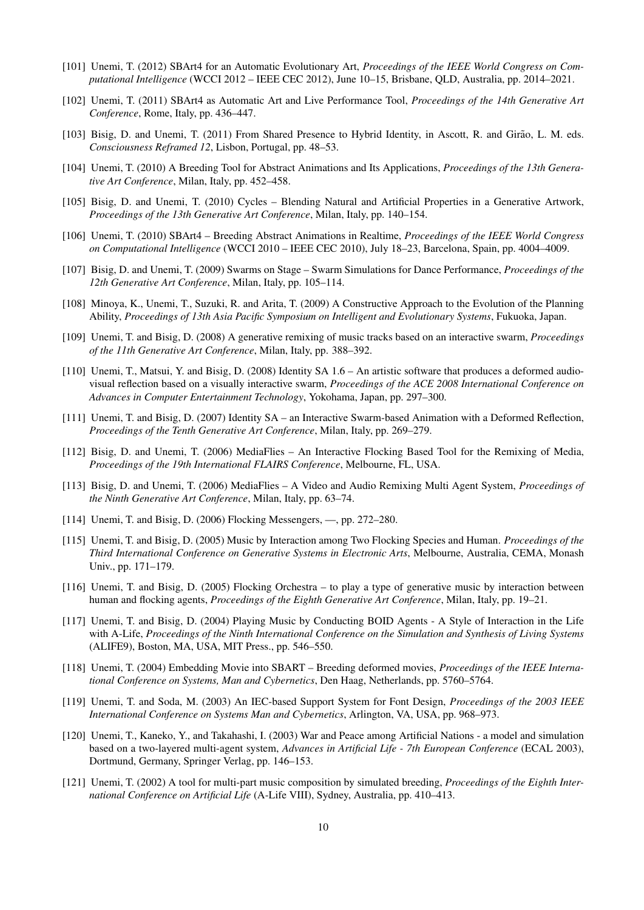[101] Unemi, T. (2012) SBArt4 for an Automatic Evolutionary Art, *Proceedings of the IEEE World Congress on Computational Intelligence* (WCCI 2012 – IEEE CEC 2012), June 10–15, Brisbane, QLD, Australia, pp. 2014–2021.

[102] Unemi, T. (2011) SBArt4 as Automatic Art and Live Performance Tool, *Proceedings of the 14th Generative Art Conference*, Rome, Italy, pp. 436–447.

[103] Bisig, D. and Unemi, T. (2011) From Shared Presence to Hybrid Identity, in Ascott, R. and Girão, L. M. eds. *Consciousness Reframed 12*, Lisbon, Portugal, pp. 48–53.

[104] Unemi, T. (2010) A Breeding Tool for Abstract Animations and Its Applications, *Proceedings of the 13th Generative Art Conference*, Milan, Italy, pp. 452–458.

[105] Bisig, D. and Unemi, T. (2010) Cycles – Blending Natural and Artificial Properties in a Generative Artwork, *Proceedings of the 13th Generative Art Conference*, Milan, Italy, pp. 140–154.

[106] Unemi, T. (2010) SBArt4 – Breeding Abstract Animations in Realtime, *Proceedings of the IEEE World Congress on Computational Intelligence* (WCCI 2010 – IEEE CEC 2010), July 18–23, Barcelona, Spain, pp. 4004–4009.

[107] Bisig, D. and Unemi, T. (2009) Swarms on Stage – Swarm Simulations for Dance Performance, *Proceedings of the 12th Generative Art Conference*, Milan, Italy, pp. 105–114.

[108] Minoya, K., Unemi, T., Suzuki, R. and Arita, T. (2009) A Constructive Approach to the Evolution of the Planning Ability, *Proceedings of 13th Asia Pacific Symposium on Intelligent and Evolutionary Systems*, Fukuoka, Japan.

[109] Unemi, T. and Bisig, D. (2008) A generative remixing of music tracks based on an interactive swarm, *Proceedings of the 11th Generative Art Conference*, Milan, Italy, pp. 388–392.

[110] Unemi, T., Matsui, Y. and Bisig, D. (2008) Identity SA 1.6 – An artistic software that produces a deformed audiovisual reflection based on a visually interactive swarm, *Proceedings of the ACE 2008 International Conference on Advances in Computer Entertainment Technology*, Yokohama, Japan, pp. 297–300.

[111] Unemi, T. and Bisig, D. (2007) Identity SA – an Interactive Swarm-based Animation with a Deformed Reflection, *Proceedings of the Tenth Generative Art Conference*, Milan, Italy, pp. 269–279.

[112] Bisig, D. and Unemi, T. (2006) MediaFlies – An Interactive Flocking Based Tool for the Remixing of Media, *Proceedings of the 19th International FLAIRS Conference*, Melbourne, FL, USA.

[113] Bisig, D. and Unemi, T. (2006) MediaFlies – A Video and Audio Remixing Multi Agent System, *Proceedings of the Ninth Generative Art Conference*, Milan, Italy, pp. 63–74.

[114] Unemi, T. and Bisig, D. (2006) Flocking Messengers, —, pp. 272–280.

[115] Unemi, T. and Bisig, D. (2005) Music by Interaction among Two Flocking Species and Human. *Proceedings of the Third International Conference on Generative Systems in Electronic Arts*, Melbourne, Australia, CEMA, Monash Univ., pp. 171–179.

[116] Unemi, T. and Bisig, D. (2005) Flocking Orchestra – to play a type of generative music by interaction between human and flocking agents, *Proceedings of the Eighth Generative Art Conference*, Milan, Italy, pp. 19–21.

[117] Unemi, T. and Bisig, D. (2004) Playing Music by Conducting BOID Agents - A Style of Interaction in the Life with A-Life, *Proceedings of the Ninth International Conference on the Simulation and Synthesis of Living Systems* (ALIFE9), Boston, MA, USA, MIT Press., pp. 546–550.

[118] Unemi, T. (2004) Embedding Movie into SBART – Breeding deformed movies, *Proceedings of the IEEE International Conference on Systems, Man and Cybernetics*, Den Haag, Netherlands, pp. 5760–5764.

[119] Unemi, T. and Soda, M. (2003) An IEC-based Support System for Font Design, *Proceedings of the 2003 IEEE International Conference on Systems Man and Cybernetics*, Arlington, VA, USA, pp. 968–973.

[120] Unemi, T., Kaneko, Y., and Takahashi, I. (2003) War and Peace among Artificial Nations - a model and simulation based on a two-layered multi-agent system, *Advances in Artificial Life - 7th European Conference* (ECAL 2003), Dortmund, Germany, Springer Verlag, pp. 146–153.

[121] Unemi, T. (2002) A tool for multi-part music composition by simulated breeding, *Proceedings of the Eighth International Conference on Artificial Life* (A-Life VIII), Sydney, Australia, pp. 410–413.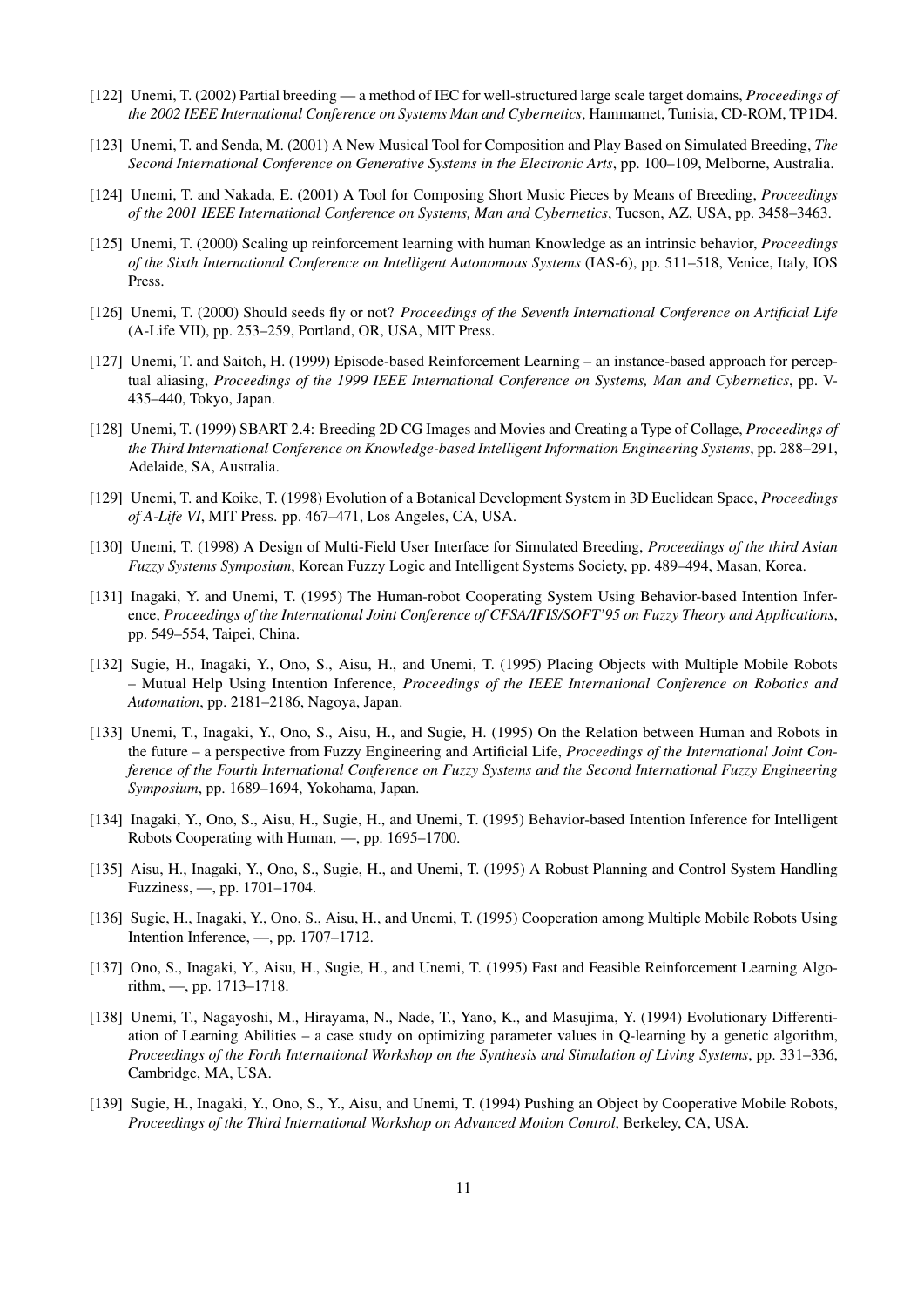[122] Unemi, T. (2002) Partial breeding — a method of IEC for well-structured large scale target domains, *Proceedings of the 2002 IEEE International Conference on Systems Man and Cybernetics*, Hammamet, Tunisia, CD-ROM, TP1D4.

[123] Unemi, T. and Senda, M. (2001) A New Musical Tool for Composition and Play Based on Simulated Breeding, *The Second International Conference on Generative Systems in the Electronic Arts*, pp. 100–109, Melborne, Australia.

[124] Unemi, T. and Nakada, E. (2001) A Tool for Composing Short Music Pieces by Means of Breeding, *Proceedings of the 2001 IEEE International Conference on Systems, Man and Cybernetics*, Tucson, AZ, USA, pp. 3458–3463.

[125] Unemi, T. (2000) Scaling up reinforcement learning with human Knowledge as an intrinsic behavior, *Proceedings of the Sixth International Conference on Intelligent Autonomous Systems* (IAS-6), pp. 511–518, Venice, Italy, IOS Press.

[126] Unemi, T. (2000) Should seeds fly or not? *Proceedings of the Seventh International Conference on Artificial Life* (A-Life VII), pp. 253–259, Portland, OR, USA, MIT Press.

[127] Unemi, T. and Saitoh, H. (1999) Episode-based Reinforcement Learning – an instance-based approach for perceptual aliasing, *Proceedings of the 1999 IEEE International Conference on Systems, Man and Cybernetics*, pp. V-435–440, Tokyo, Japan.

[128] Unemi, T. (1999) SBART 2.4: Breeding 2D CG Images and Movies and Creating a Type of Collage, *Proceedings of the Third International Conference on Knowledge-based Intelligent Information Engineering Systems*, pp. 288–291, Adelaide, SA, Australia.

[129] Unemi, T. and Koike, T. (1998) Evolution of a Botanical Development System in 3D Euclidean Space, *Proceedings of A-Life VI*, MIT Press. pp. 467–471, Los Angeles, CA, USA.

[130] Unemi, T. (1998) A Design of Multi-Field User Interface for Simulated Breeding, *Proceedings of the third Asian Fuzzy Systems Symposium*, Korean Fuzzy Logic and Intelligent Systems Society, pp. 489–494, Masan, Korea.

[131] Inagaki, Y. and Unemi, T. (1995) The Human-robot Cooperating System Using Behavior-based Intention Inference, *Proceedings of the International Joint Conference of CFSA/IFIS/SOFT'95 on Fuzzy Theory and Applications*, pp. 549–554, Taipei, China.

[132] Sugie, H., Inagaki, Y., Ono, S., Aisu, H., and Unemi, T. (1995) Placing Objects with Multiple Mobile Robots – Mutual Help Using Intention Inference, *Proceedings of the IEEE International Conference on Robotics and Automation*, pp. 2181–2186, Nagoya, Japan.

[133] Unemi, T., Inagaki, Y., Ono, S., Aisu, H., and Sugie, H. (1995) On the Relation between Human and Robots in the future – a perspective from Fuzzy Engineering and Artificial Life, *Proceedings of the International Joint Conference of the Fourth International Conference on Fuzzy Systems and the Second International Fuzzy Engineering Symposium*, pp. 1689–1694, Yokohama, Japan.

[134] Inagaki, Y., Ono, S., Aisu, H., Sugie, H., and Unemi, T. (1995) Behavior-based Intention Inference for Intelligent Robots Cooperating with Human, —, pp. 1695–1700.

[135] Aisu, H., Inagaki, Y., Ono, S., Sugie, H., and Unemi, T. (1995) A Robust Planning and Control System Handling Fuzziness, —, pp. 1701–1704.

[136] Sugie, H., Inagaki, Y., Ono, S., Aisu, H., and Unemi, T. (1995) Cooperation among Multiple Mobile Robots Using Intention Inference, —, pp. 1707–1712.

[137] Ono, S., Inagaki, Y., Aisu, H., Sugie, H., and Unemi, T. (1995) Fast and Feasible Reinforcement Learning Algorithm, —, pp. 1713–1718.

[138] Unemi, T., Nagayoshi, M., Hirayama, N., Nade, T., Yano, K., and Masujima, Y. (1994) Evolutionary Differentiation of Learning Abilities – a case study on optimizing parameter values in Q-learning by a genetic algorithm, *Proceedings of the Forth International Workshop on the Synthesis and Simulation of Living Systems*, pp. 331–336, Cambridge, MA, USA.

[139] Sugie, H., Inagaki, Y., Ono, S., Y., Aisu, and Unemi, T. (1994) Pushing an Object by Cooperative Mobile Robots, *Proceedings of the Third International Workshop on Advanced Motion Control*, Berkeley, CA, USA.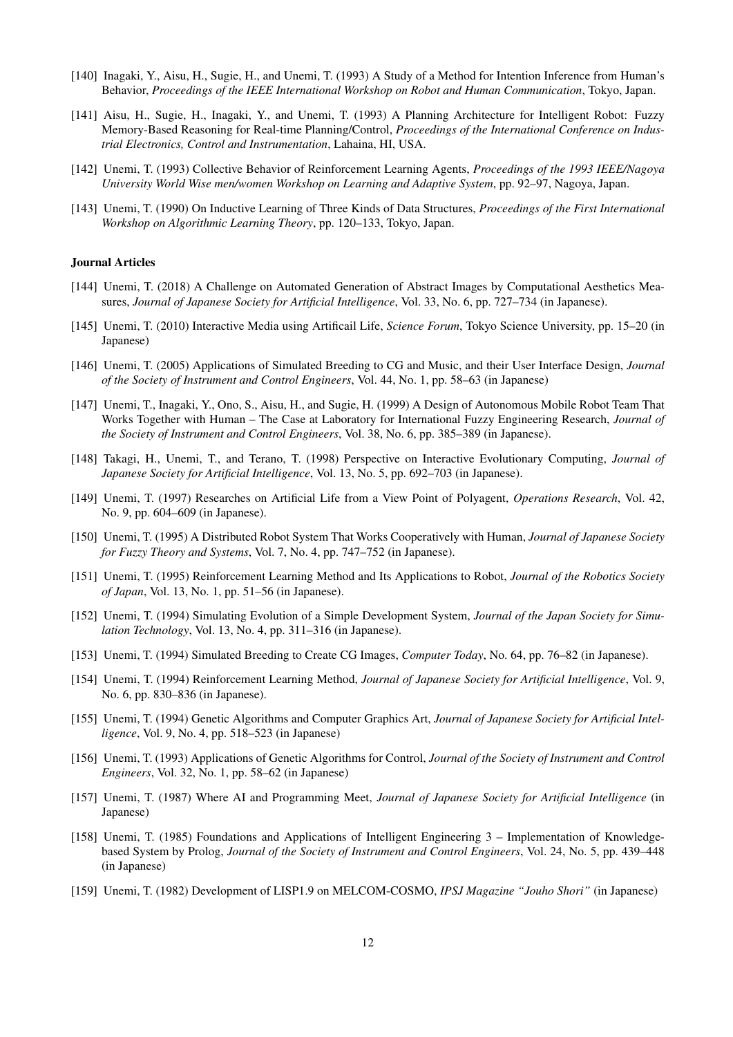[140] Inagaki, Y., Aisu, H., Sugie, H., and Unemi, T. (1993) A Study of a Method for Intention Inference from Human's Behavior, *Proceedings of the IEEE International Workshop on Robot and Human Communication*, Tokyo, Japan.

[141] Aisu, H., Sugie, H., Inagaki, Y., and Unemi, T. (1993) A Planning Architecture for Intelligent Robot: Fuzzy Memory-Based Reasoning for Real-time Planning/Control, *Proceedings of the International Conference on Industrial Electronics, Control and Instrumentation*, Lahaina, HI, USA.

[142] Unemi, T. (1993) Collective Behavior of Reinforcement Learning Agents, *Proceedings of the 1993 IEEE/Nagoya University World Wise men/women Workshop on Learning and Adaptive System*, pp. 92–97, Nagoya, Japan.

[143] Unemi, T. (1990) On Inductive Learning of Three Kinds of Data Structures, *Proceedings of the First International Workshop on Algorithmic Learning Theory*, pp. 120–133, Tokyo, Japan.

### Journal Articles

[144] Unemi, T. (2018) A Challenge on Automated Generation of Abstract Images by Computational Aesthetics Measures, *Journal of Japanese Society for Artificial Intelligence*, Vol. 33, No. 6, pp. 727–734 (in Japanese).

[145] Unemi, T. (2010) Interactive Media using Artificail Life, *Science Forum*, Tokyo Science University, pp. 15–20 (in Japanese)

[146] Unemi, T. (2005) Applications of Simulated Breeding to CG and Music, and their User Interface Design, *Journal of the Society of Instrument and Control Engineers*, Vol. 44, No. 1, pp. 58–63 (in Japanese)

[147] Unemi, T., Inagaki, Y., Ono, S., Aisu, H., and Sugie, H. (1999) A Design of Autonomous Mobile Robot Team That Works Together with Human – The Case at Laboratory for International Fuzzy Engineering Research, *Journal of the Society of Instrument and Control Engineers*, Vol. 38, No. 6, pp. 385–389 (in Japanese).

[148] Takagi, H., Unemi, T., and Terano, T. (1998) Perspective on Interactive Evolutionary Computing, *Journal of Japanese Society for Artificial Intelligence*, Vol. 13, No. 5, pp. 692–703 (in Japanese).

[149] Unemi, T. (1997) Researches on Artificial Life from a View Point of Polyagent, *Operations Research*, Vol. 42, No. 9, pp. 604–609 (in Japanese).

[150] Unemi, T. (1995) A Distributed Robot System That Works Cooperatively with Human, *Journal of Japanese Society for Fuzzy Theory and Systems*, Vol. 7, No. 4, pp. 747–752 (in Japanese).

[151] Unemi, T. (1995) Reinforcement Learning Method and Its Applications to Robot, *Journal of the Robotics Society of Japan*, Vol. 13, No. 1, pp. 51–56 (in Japanese).

[152] Unemi, T. (1994) Simulating Evolution of a Simple Development System, *Journal of the Japan Society for Simulation Technology*, Vol. 13, No. 4, pp. 311–316 (in Japanese).

[153] Unemi, T. (1994) Simulated Breeding to Create CG Images, *Computer Today*, No. 64, pp. 76–82 (in Japanese).

[154] Unemi, T. (1994) Reinforcement Learning Method, *Journal of Japanese Society for Artificial Intelligence*, Vol. 9, No. 6, pp. 830–836 (in Japanese).

[155] Unemi, T. (1994) Genetic Algorithms and Computer Graphics Art, *Journal of Japanese Society for Artificial Intelligence*, Vol. 9, No. 4, pp. 518–523 (in Japanese)

[156] Unemi, T. (1993) Applications of Genetic Algorithms for Control, *Journal of the Society of Instrument and Control Engineers*, Vol. 32, No. 1, pp. 58–62 (in Japanese)

[157] Unemi, T. (1987) Where AI and Programming Meet, *Journal of Japanese Society for Artificial Intelligence* (in Japanese)

[158] Unemi, T. (1985) Foundations and Applications of Intelligent Engineering 3 – Implementation of Knowledge-based System by Prolog, *Journal of the Society of Instrument and Control Engineers*, Vol. 24, No. 5, pp. 439–448 (in Japanese)

[159] Unemi, T. (1982) Development of LISP1.9 on MELCOM-COSMO, *IPSJ Magazine "Jouho Shori"* (in Japanese)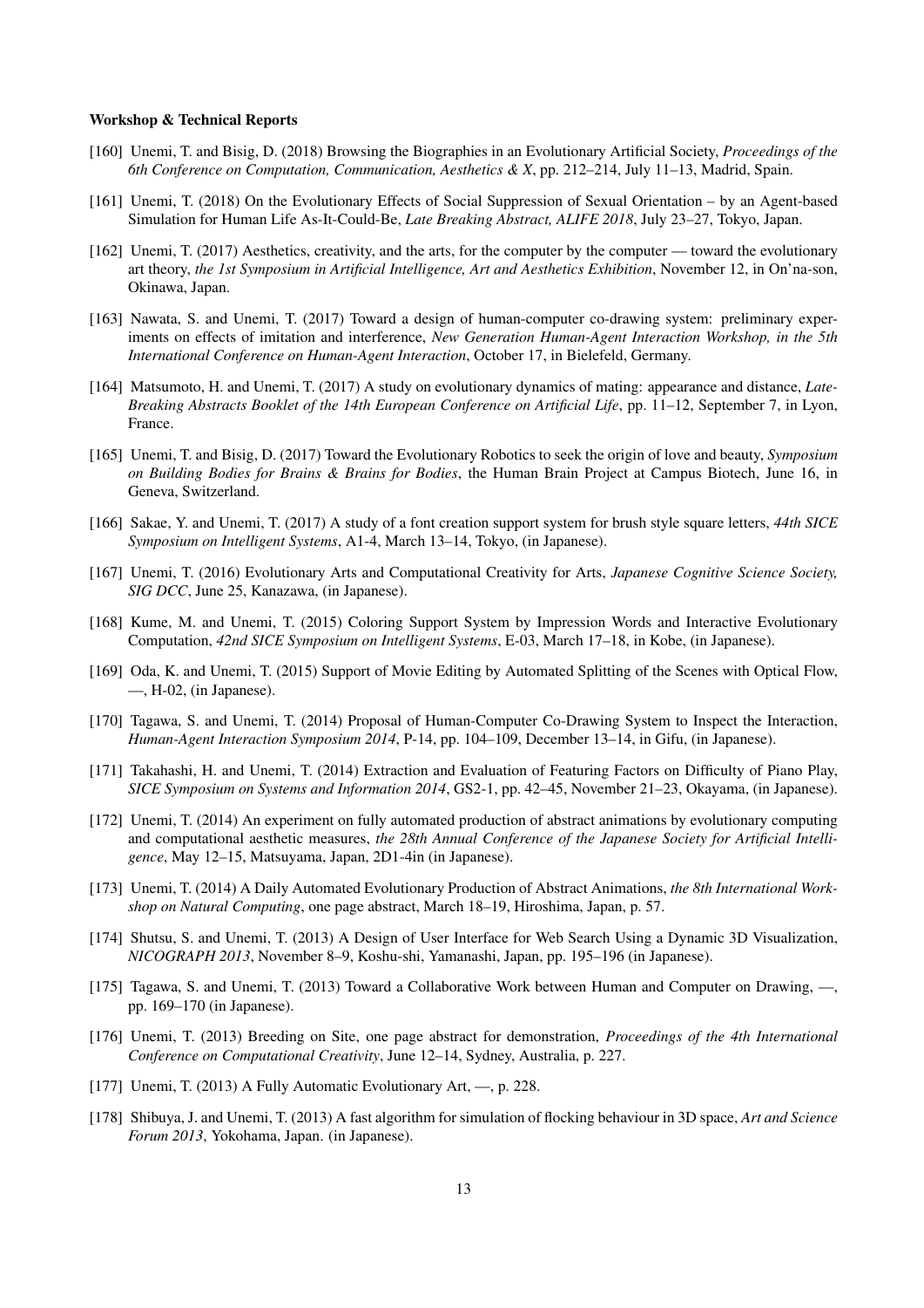**Workshop & Technical Reports**

[160] Unemi, T. and Bisig, D. (2018) Browsing the Biographies in an Evolutionary Artificial Society, *Proceedings of the 6th Conference on Computation, Communication, Aesthetics & X*, pp. 212–214, July 11–13, Madrid, Spain.

[161] Unemi, T. (2018) On the Evolutionary Effects of Social Suppression of Sexual Orientation – by an Agent-based Simulation for Human Life As-It-Could-Be, *Late Breaking Abstract, ALIFE 2018*, July 23–27, Tokyo, Japan.

[162] Unemi, T. (2017) Aesthetics, creativity, and the arts, for the computer by the computer — toward the evolutionary art theory, *the 1st Symposium in Artificial Intelligence, Art and Aesthetics Exhibition*, November 12, in On'na-son, Okinawa, Japan.

[163] Nawata, S. and Unemi, T. (2017) Toward a design of human-computer co-drawing system: preliminary experiments on effects of imitation and interference, *New Generation Human-Agent Interaction Workshop, in the 5th International Conference on Human-Agent Interaction*, October 17, in Bielefeld, Germany.

[164] Matsumoto, H. and Unemi, T. (2017) A study on evolutionary dynamics of mating: appearance and distance, *Late-Breaking Abstracts Booklet of the 14th European Conference on Artificial Life*, pp. 11–12, September 7, in Lyon, France.

[165] Unemi, T. and Bisig, D. (2017) Toward the Evolutionary Robotics to seek the origin of love and beauty, *Symposium on Building Bodies for Brains & Brains for Bodies*, the Human Brain Project at Campus Biotech, June 16, in Geneva, Switzerland.

[166] Sakae, Y. and Unemi, T. (2017) A study of a font creation support system for brush style square letters, *44th SICE Symposium on Intelligent Systems*, A1-4, March 13–14, Tokyo, (in Japanese).

[167] Unemi, T. (2016) Evolutionary Arts and Computational Creativity for Arts, *Japanese Cognitive Science Society, SIG DCC*, June 25, Kanazawa, (in Japanese).

[168] Kume, M. and Unemi, T. (2015) Coloring Support System by Impression Words and Interactive Evolutionary Computation, *42nd SICE Symposium on Intelligent Systems*, E-03, March 17–18, in Kobe, (in Japanese).

[169] Oda, K. and Unemi, T. (2015) Support of Movie Editing by Automated Splitting of the Scenes with Optical Flow, —, H-02, (in Japanese).

[170] Tagawa, S. and Unemi, T. (2014) Proposal of Human-Computer Co-Drawing System to Inspect the Interaction, *Human-Agent Interaction Symposium 2014*, P-14, pp. 104–109, December 13–14, in Gifu, (in Japanese).

[171] Takahashi, H. and Unemi, T. (2014) Extraction and Evaluation of Featuring Factors on Difficulty of Piano Play, *SICE Symposium on Systems and Information 2014*, GS2-1, pp. 42–45, November 21–23, Okayama, (in Japanese).

[172] Unemi, T. (2014) An experiment on fully automated production of abstract animations by evolutionary computing and computational aesthetic measures, *the 28th Annual Conference of the Japanese Society for Artificial Intelligence*, May 12–15, Matsuyama, Japan, 2D1-4in (in Japanese).

[173] Unemi, T. (2014) A Daily Automated Evolutionary Production of Abstract Animations, *the 8th International Workshop on Natural Computing*, one page abstract, March 18–19, Hiroshima, Japan, p. 57.

[174] Shutsu, S. and Unemi, T. (2013) A Design of User Interface for Web Search Using a Dynamic 3D Visualization, *NICOGRAPH 2013*, November 8–9, Koshu-shi, Yamanashi, Japan, pp. 195–196 (in Japanese).

[175] Tagawa, S. and Unemi, T. (2013) Toward a Collaborative Work between Human and Computer on Drawing, —, pp. 169–170 (in Japanese).

[176] Unemi, T. (2013) Breeding on Site, one page abstract for demonstration, *Proceedings of the 4th International Conference on Computational Creativity*, June 12–14, Sydney, Australia, p. 227.

[177] Unemi, T. (2013) A Fully Automatic Evolutionary Art, —, p. 228.

[178] Shibuya, J. and Unemi, T. (2013) A fast algorithm for simulation of flocking behaviour in 3D space, *Art and Science Forum 2013*, Yokohama, Japan. (in Japanese).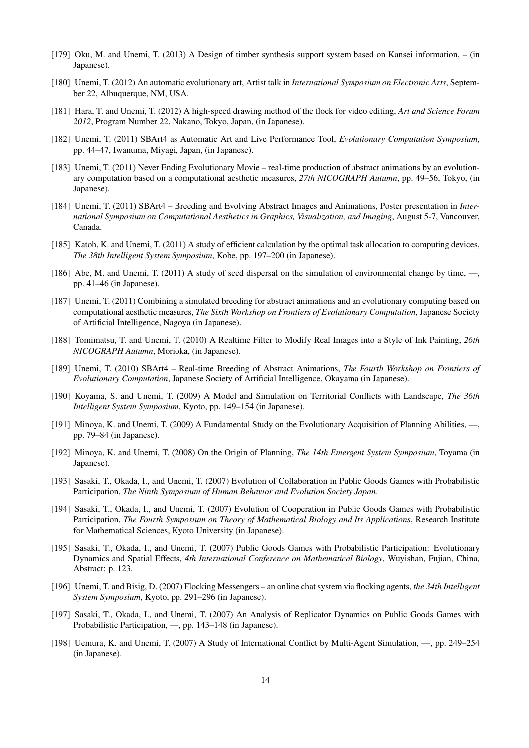[179] Oku, M. and Unemi, T. (2013) A Design of timber synthesis support system based on Kansei information, – (in Japanese).

[180] Unemi, T. (2012) An automatic evolutionary art, Artist talk in *International Symposium on Electronic Arts*, September 22, Albuquerque, NM, USA.

[181] Hara, T. and Unemi, T. (2012) A high-speed drawing method of the flock for video editing, *Art and Science Forum 2012*, Program Number 22, Nakano, Tokyo, Japan, (in Japanese).

[182] Unemi, T. (2011) SBArt4 as Automatic Art and Live Performance Tool, *Evolutionary Computation Symposium*, pp. 44–47, Iwanuma, Miyagi, Japan, (in Japanese).

[183] Unemi, T. (2011) Never Ending Evolutionary Movie – real-time production of abstract animations by an evolutionary computation based on a computational aesthetic measures, *27th NICOGRAPH Autumn*, pp. 49–56, Tokyo, (in Japanese).

[184] Unemi, T. (2011) SBArt4 – Breeding and Evolving Abstract Images and Animations, Poster presentation in *International Symposium on Computational Aesthetics in Graphics, Visualization, and Imaging*, August 5-7, Vancouver, Canada.

[185] Katoh, K. and Unemi, T. (2011) A study of efficient calculation by the optimal task allocation to computing devices, *The 38th Intelligent System Symposium*, Kobe, pp. 197–200 (in Japanese).

[186] Abe, M. and Unemi, T. (2011) A study of seed dispersal on the simulation of environmental change by time, —, pp. 41–46 (in Japanese).

[187] Unemi, T. (2011) Combining a simulated breeding for abstract animations and an evolutionary computing based on computational aesthetic measures, *The Sixth Workshop on Frontiers of Evolutionary Computation*, Japanese Society of Artificial Intelligence, Nagoya (in Japanese).

[188] Tomimatsu, T. and Unemi, T. (2010) A Realtime Filter to Modify Real Images into a Style of Ink Painting, *26th NICOGRAPH Autumn*, Morioka, (in Japanese).

[189] Unemi, T. (2010) SBArt4 – Real-time Breeding of Abstract Animations, *The Fourth Workshop on Frontiers of Evolutionary Computation*, Japanese Society of Artificial Intelligence, Okayama (in Japanese).

[190] Koyama, S. and Unemi, T. (2009) A Model and Simulation on Territorial Conflicts with Landscape, *The 36th Intelligent System Symposium*, Kyoto, pp. 149–154 (in Japanese).

[191] Minoya, K. and Unemi, T. (2009) A Fundamental Study on the Evolutionary Acquisition of Planning Abilities, —, pp. 79–84 (in Japanese).

[192] Minoya, K. and Unemi, T. (2008) On the Origin of Planning, *The 14th Emergent System Symposium*, Toyama (in Japanese).

[193] Sasaki, T., Okada, I., and Unemi, T. (2007) Evolution of Collaboration in Public Goods Games with Probabilistic Participation, *The Ninth Symposium of Human Behavior and Evolution Society Japan*.

[194] Sasaki, T., Okada, I., and Unemi, T. (2007) Evolution of Cooperation in Public Goods Games with Probabilistic Participation, *The Fourth Symposium on Theory of Mathematical Biology and Its Applications*, Research Institute for Mathematical Sciences, Kyoto University (in Japanese).

[195] Sasaki, T., Okada, I., and Unemi, T. (2007) Public Goods Games with Probabilistic Participation: Evolutionary Dynamics and Spatial Effects, *4th International Conference on Mathematical Biology*, Wuyishan, Fujian, China, Abstract: p. 123.

[196] Unemi, T. and Bisig, D. (2007) Flocking Messengers – an online chat system via flocking agents, *the 34th Intelligent System Symposium*, Kyoto, pp. 291–296 (in Japanese).

[197] Sasaki, T., Okada, I., and Unemi, T. (2007) An Analysis of Replicator Dynamics on Public Goods Games with Probabilistic Participation, —, pp. 143–148 (in Japanese).

[198] Uemura, K. and Unemi, T. (2007) A Study of International Conflict by Multi-Agent Simulation, —, pp. 249–254 (in Japanese).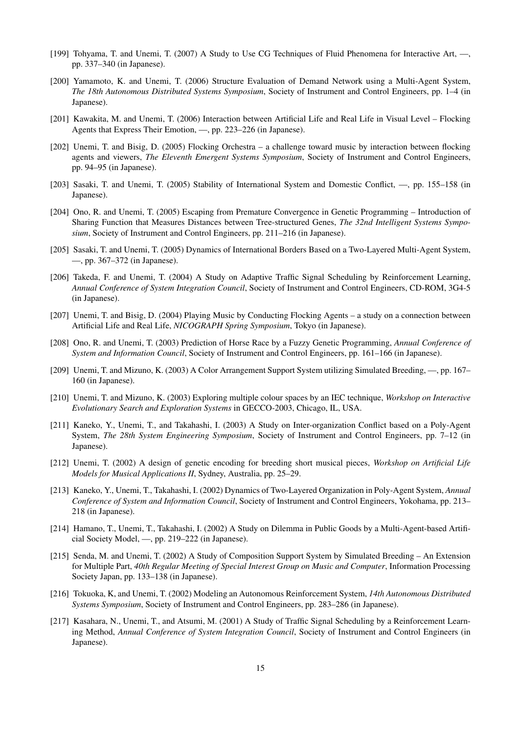[199] Tohyama, T. and Unemi, T. (2007) A Study to Use CG Techniques of Fluid Phenomena for Interactive Art, —, pp. 337–340 (in Japanese).

[200] Yamamoto, K. and Unemi, T. (2006) Structure Evaluation of Demand Network using a Multi-Agent System, *The 18th Autonomous Distributed Systems Symposium*, Society of Instrument and Control Engineers, pp. 1–4 (in Japanese).

[201] Kawakita, M. and Unemi, T. (2006) Interaction between Artificial Life and Real Life in Visual Level – Flocking Agents that Express Their Emotion, —, pp. 223–226 (in Japanese).

[202] Unemi, T. and Bisig, D. (2005) Flocking Orchestra – a challenge toward music by interaction between flocking agents and viewers, *The Eleventh Emergent Systems Symposium*, Society of Instrument and Control Engineers, pp. 94–95 (in Japanese).

[203] Sasaki, T. and Unemi, T. (2005) Stability of International System and Domestic Conflict, —, pp. 155–158 (in Japanese).

[204] Ono, R. and Unemi, T. (2005) Escaping from Premature Convergence in Genetic Programming – Introduction of Sharing Function that Measures Distances between Tree-structured Genes, *The 32nd Intelligent Systems Symposium*, Society of Instrument and Control Engineers, pp. 211–216 (in Japanese).

[205] Sasaki, T. and Unemi, T. (2005) Dynamics of International Borders Based on a Two-Layered Multi-Agent System, —, pp. 367–372 (in Japanese).

[206] Takeda, F. and Unemi, T. (2004) A Study on Adaptive Traffic Signal Scheduling by Reinforcement Learning, *Annual Conference of System Integration Council*, Society of Instrument and Control Engineers, CD-ROM, 3G4-5 (in Japanese).

[207] Unemi, T. and Bisig, D. (2004) Playing Music by Conducting Flocking Agents – a study on a connection between Artificial Life and Real Life, *NICOGRAPH Spring Symposium*, Tokyo (in Japanese).

[208] Ono, R. and Unemi, T. (2003) Prediction of Horse Race by a Fuzzy Genetic Programming, *Annual Conference of System and Information Council*, Society of Instrument and Control Engineers, pp. 161–166 (in Japanese).

[209] Unemi, T. and Mizuno, K. (2003) A Color Arrangement Support System utilizing Simulated Breeding, —, pp. 167–160 (in Japanese).

[210] Unemi, T. and Mizuno, K. (2003) Exploring multiple colour spaces by an IEC technique, *Workshop on Interactive Evolutionary Search and Exploration Systems* in GECCO-2003, Chicago, IL, USA.

[211] Kaneko, Y., Unemi, T., and Takahashi, I. (2003) A Study on Inter-organization Conflict based on a Poly-Agent System, *The 28th System Engineering Symposium*, Society of Instrument and Control Engineers, pp. 7–12 (in Japanese).

[212] Unemi, T. (2002) A design of genetic encoding for breeding short musical pieces, *Workshop on Artificial Life Models for Musical Applications II*, Sydney, Australia, pp. 25–29.

[213] Kaneko, Y., Unemi, T., Takahashi, I. (2002) Dynamics of Two-Layered Organization in Poly-Agent System, *Annual Conference of System and Information Council*, Society of Instrument and Control Engineers, Yokohama, pp. 213–218 (in Japanese).

[214] Hamano, T., Unemi, T., Takahashi, I. (2002) A Study on Dilemma in Public Goods by a Multi-Agent-based Artificial Society Model, —, pp. 219–222 (in Japanese).

[215] Senda, M. and Unemi, T. (2002) A Study of Composition Support System by Simulated Breeding – An Extension for Multiple Part, *40th Regular Meeting of Special Interest Group on Music and Computer*, Information Processing Society Japan, pp. 133–138 (in Japanese).

[216] Tokuoka, K, and Unemi, T. (2002) Modeling an Autonomous Reinforcement System, *14th Autonomous Distributed Systems Symposium*, Society of Instrument and Control Engineers, pp. 283–286 (in Japanese).

[217] Kasahara, N., Unemi, T., and Atsumi, M. (2001) A Study of Traffic Signal Scheduling by a Reinforcement Learning Method, *Annual Conference of System Integration Council*, Society of Instrument and Control Engineers (in Japanese).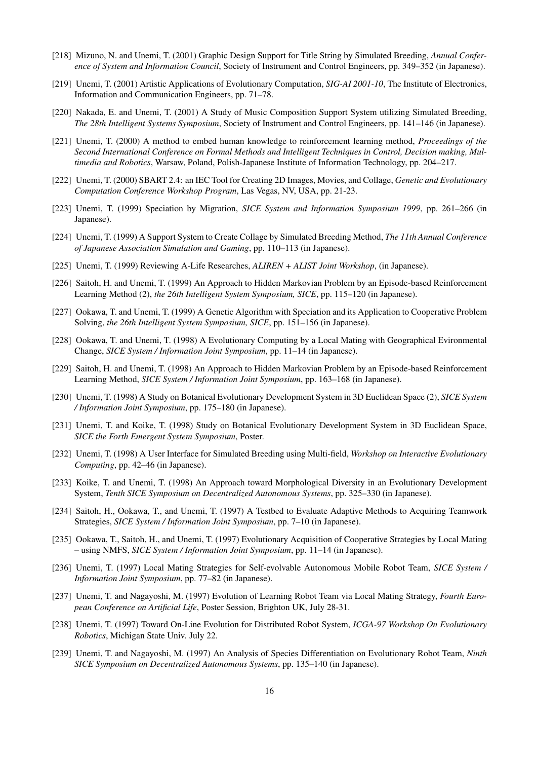[218] Mizuno, N. and Unemi, T. (2001) Graphic Design Support for Title String by Simulated Breeding, *Annual Conference of System and Information Council*, Society of Instrument and Control Engineers, pp. 349–352 (in Japanese).

[219] Unemi, T. (2001) Artistic Applications of Evolutionary Computation, *SIG-AI 2001-10*, The Institute of Electronics, Information and Communication Engineers, pp. 71–78.

[220] Nakada, E. and Unemi, T. (2001) A Study of Music Composition Support System utilizing Simulated Breeding, *The 28th Intelligent Systems Symposium*, Society of Instrument and Control Engineers, pp. 141–146 (in Japanese).

[221] Unemi, T. (2000) A method to embed human knowledge to reinforcement learning method, *Proceedings of the Second International Conference on Formal Methods and Intelligent Techniques in Control, Decision making, Multimedia and Robotics*, Warsaw, Poland, Polish-Japanese Institute of Information Technology, pp. 204–217.

[222] Unemi, T. (2000) SBART 2.4: an IEC Tool for Creating 2D Images, Movies, and Collage, *Genetic and Evolutionary Computation Conference Workshop Program*, Las Vegas, NV, USA, pp. 21-23.

[223] Unemi, T. (1999) Speciation by Migration, *SICE System and Information Symposium 1999*, pp. 261–266 (in Japanese).

[224] Unemi, T. (1999) A Support System to Create Collage by Simulated Breeding Method, *The 11th Annual Conference of Japanese Association Simulation and Gaming*, pp. 110–113 (in Japanese).

[225] Unemi, T. (1999) Reviewing A-Life Researches, *ALIREN + ALIST Joint Workshop*, (in Japanese).

[226] Saitoh, H. and Unemi, T. (1999) An Approach to Hidden Markovian Problem by an Episode-based Reinforcement Learning Method (2), *the 26th Intelligent System Symposium, SICE*, pp. 115–120 (in Japanese).

[227] Ookawa, T. and Unemi, T. (1999) A Genetic Algorithm with Speciation and its Application to Cooperative Problem Solving, *the 26th Intelligent System Symposium, SICE*, pp. 151–156 (in Japanese).

[228] Ookawa, T. and Unemi, T. (1998) A Evolutionary Computing by a Local Mating with Geographical Evironmental Change, *SICE System / Information Joint Symposium*, pp. 11–14 (in Japanese).

[229] Saitoh, H. and Unemi, T. (1998) An Approach to Hidden Markovian Problem by an Episode-based Reinforcement Learning Method, *SICE System / Information Joint Symposium*, pp. 163–168 (in Japanese).

[230] Unemi, T. (1998) A Study on Botanical Evolutionary Development System in 3D Euclidean Space (2), *SICE System / Information Joint Symposium*, pp. 175–180 (in Japanese).

[231] Unemi, T. and Koike, T. (1998) Study on Botanical Evolutionary Development System in 3D Euclidean Space, *SICE the Forth Emergent System Symposium*, Poster.

[232] Unemi, T. (1998) A User Interface for Simulated Breeding using Multi-field, *Workshop on Interactive Evolutionary Computing*, pp. 42–46 (in Japanese).

[233] Koike, T. and Unemi, T. (1998) An Approach toward Morphological Diversity in an Evolutionary Development System, *Tenth SICE Symposium on Decentralized Autonomous Systems*, pp. 325–330 (in Japanese).

[234] Saitoh, H., Ookawa, T., and Unemi, T. (1997) A Testbed to Evaluate Adaptive Methods to Acquiring Teamwork Strategies, *SICE System / Information Joint Symposium*, pp. 7–10 (in Japanese).

[235] Ookawa, T., Saitoh, H., and Unemi, T. (1997) Evolutionary Acquisition of Cooperative Strategies by Local Mating – using NMFS, *SICE System / Information Joint Symposium*, pp. 11–14 (in Japanese).

[236] Unemi, T. (1997) Local Mating Strategies for Self-evolvable Autonomous Mobile Robot Team, *SICE System / Information Joint Symposium*, pp. 77–82 (in Japanese).

[237] Unemi, T. and Nagayoshi, M. (1997) Evolution of Learning Robot Team via Local Mating Strategy, *Fourth European Conference on Artificial Life*, Poster Session, Brighton UK, July 28-31.

[238] Unemi, T. (1997) Toward On-Line Evolution for Distributed Robot System, *ICGA-97 Workshop On Evolutionary Robotics*, Michigan State Univ. July 22.

[239] Unemi, T. and Nagayoshi, M. (1997) An Analysis of Species Differentiation on Evolutionary Robot Team, *Ninth SICE Symposium on Decentralized Autonomous Systems*, pp. 135–140 (in Japanese).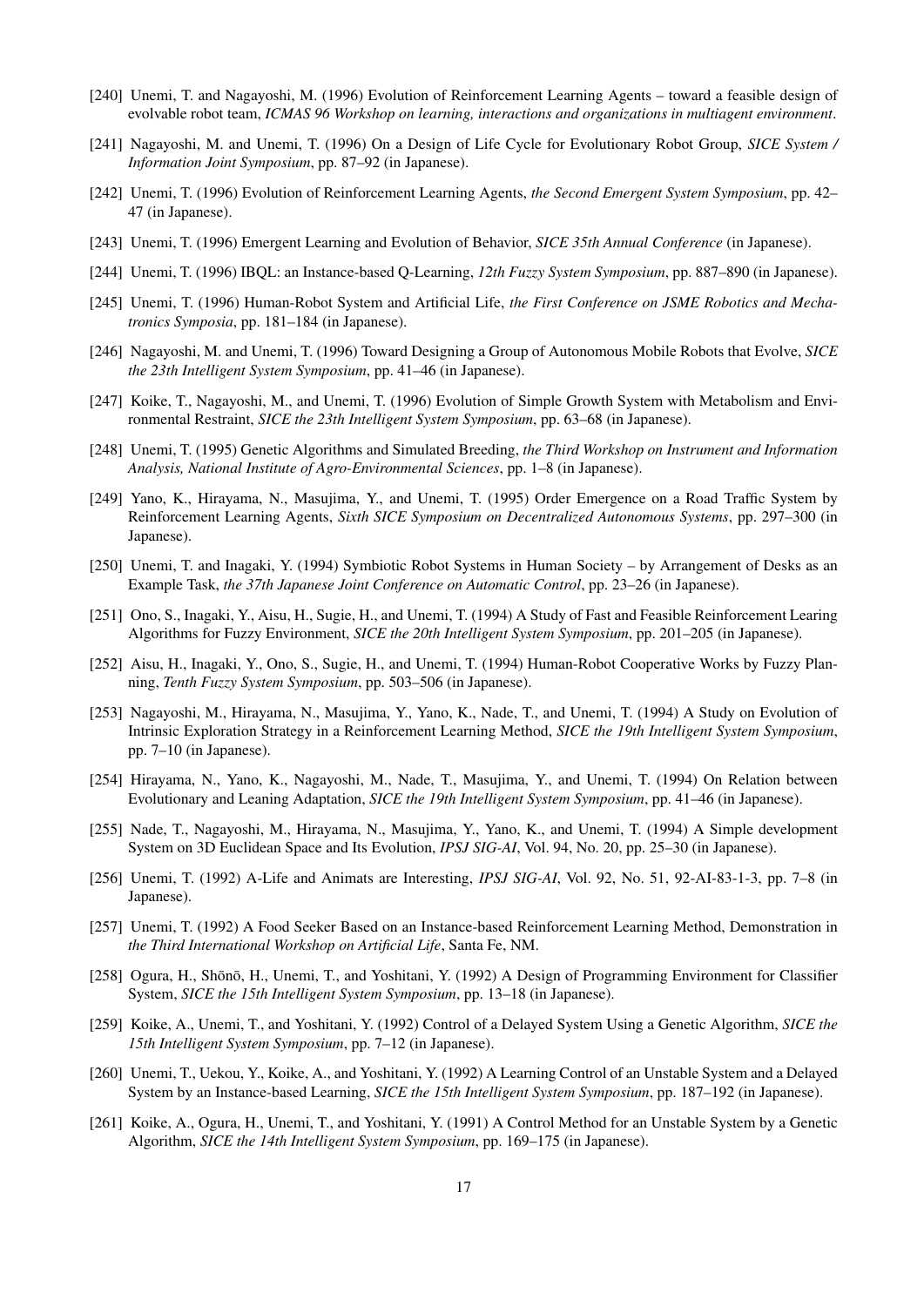[240] Unemi, T. and Nagayoshi, M. (1996) Evolution of Reinforcement Learning Agents – toward a feasible design of evolvable robot team, *ICMAS 96 Workshop on learning, interactions and organizations in multiagent environment*.

[241] Nagayoshi, M. and Unemi, T. (1996) On a Design of Life Cycle for Evolutionary Robot Group, *SICE System / Information Joint Symposium*, pp. 87–92 (in Japanese).

[242] Unemi, T. (1996) Evolution of Reinforcement Learning Agents, *the Second Emergent System Symposium*, pp. 42–47 (in Japanese).

[243] Unemi, T. (1996) Emergent Learning and Evolution of Behavior, *SICE 35th Annual Conference* (in Japanese).

[244] Unemi, T. (1996) IBQL: an Instance-based Q-Learning, *12th Fuzzy System Symposium*, pp. 887–890 (in Japanese).

[245] Unemi, T. (1996) Human-Robot System and Artificial Life, *the First Conference on JSME Robotics and Mechatronics Symposia*, pp. 181–184 (in Japanese).

[246] Nagayoshi, M. and Unemi, T. (1996) Toward Designing a Group of Autonomous Mobile Robots that Evolve, *SICE the 23th Intelligent System Symposium*, pp. 41–46 (in Japanese).

[247] Koike, T., Nagayoshi, M., and Unemi, T. (1996) Evolution of Simple Growth System with Metabolism and Environmental Restraint, *SICE the 23th Intelligent System Symposium*, pp. 63–68 (in Japanese).

[248] Unemi, T. (1995) Genetic Algorithms and Simulated Breeding, *the Third Workshop on Instrument and Information Analysis, National Institute of Agro-Environmental Sciences*, pp. 1–8 (in Japanese).

[249] Yano, K., Hirayama, N., Masujima, Y., and Unemi, T. (1995) Order Emergence on a Road Traffic System by Reinforcement Learning Agents, *Sixth SICE Symposium on Decentralized Autonomous Systems*, pp. 297–300 (in Japanese).

[250] Unemi, T. and Inagaki, Y. (1994) Symbiotic Robot Systems in Human Society – by Arrangement of Desks as an Example Task, *the 37th Japanese Joint Conference on Automatic Control*, pp. 23–26 (in Japanese).

[251] Ono, S., Inagaki, Y., Aisu, H., Sugie, H., and Unemi, T. (1994) A Study of Fast and Feasible Reinforcement Learing Algorithms for Fuzzy Environment, *SICE the 20th Intelligent System Symposium*, pp. 201–205 (in Japanese).

[252] Aisu, H., Inagaki, Y., Ono, S., Sugie, H., and Unemi, T. (1994) Human-Robot Cooperative Works by Fuzzy Planning, *Tenth Fuzzy System Symposium*, pp. 503–506 (in Japanese).

[253] Nagayoshi, M., Hirayama, N., Masujima, Y., Yano, K., Nade, T., and Unemi, T. (1994) A Study on Evolution of Intrinsic Exploration Strategy in a Reinforcement Learning Method, *SICE the 19th Intelligent System Symposium*, pp. 7–10 (in Japanese).

[254] Hirayama, N., Yano, K., Nagayoshi, M., Nade, T., Masujima, Y., and Unemi, T. (1994) On Relation between Evolutionary and Leaning Adaptation, *SICE the 19th Intelligent System Symposium*, pp. 41–46 (in Japanese).

[255] Nade, T., Nagayoshi, M., Hirayama, N., Masujima, Y., Yano, K., and Unemi, T. (1994) A Simple development System on 3D Euclidean Space and Its Evolution, *IPSJ SIG-AI*, Vol. 94, No. 20, pp. 25–30 (in Japanese).

[256] Unemi, T. (1992) A-Life and Animats are Interesting, *IPSJ SIG-AI*, Vol. 92, No. 51, 92-AI-83-1-3, pp. 7–8 (in Japanese).

[257] Unemi, T. (1992) A Food Seeker Based on an Instance-based Reinforcement Learning Method, Demonstration in *the Third International Workshop on Artificial Life*, Santa Fe, NM.

[258] Ogura, H., Shōnō, H., Unemi, T., and Yoshitani, Y. (1992) A Design of Programming Environment for Classifier System, *SICE the 15th Intelligent System Symposium*, pp. 13–18 (in Japanese).

[259] Koike, A., Unemi, T., and Yoshitani, Y. (1992) Control of a Delayed System Using a Genetic Algorithm, *SICE the 15th Intelligent System Symposium*, pp. 7–12 (in Japanese).

[260] Unemi, T., Uekou, Y., Koike, A., and Yoshitani, Y. (1992) A Learning Control of an Unstable System and a Delayed System by an Instance-based Learning, *SICE the 15th Intelligent System Symposium*, pp. 187–192 (in Japanese).

[261] Koike, A., Ogura, H., Unemi, T., and Yoshitani, Y. (1991) A Control Method for an Unstable System by a Genetic Algorithm, *SICE the 14th Intelligent System Symposium*, pp. 169–175 (in Japanese).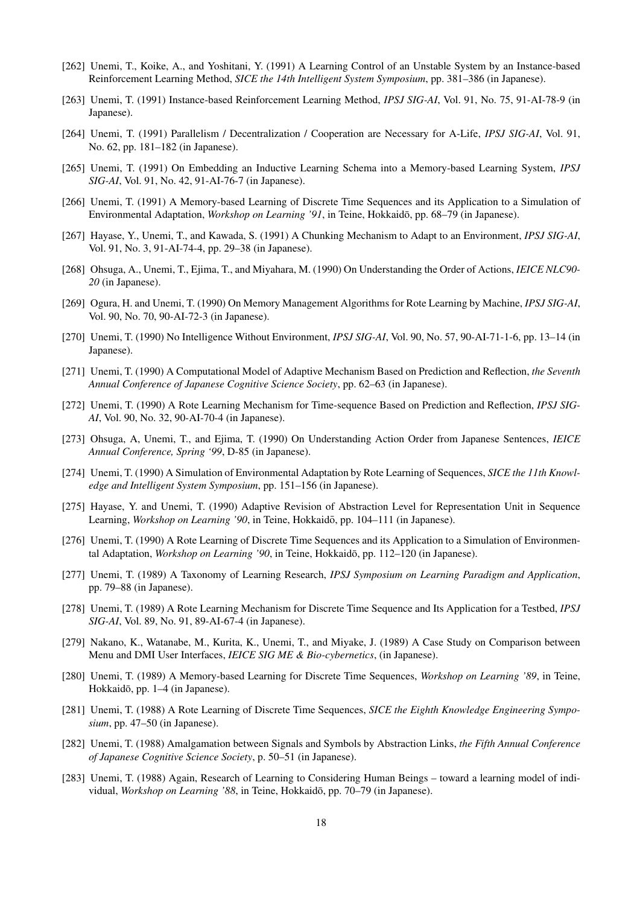[262] Unemi, T., Koike, A., and Yoshitani, Y. (1991) A Learning Control of an Unstable System by an Instance-based Reinforcement Learning Method, *SICE the 14th Intelligent System Symposium*, pp. 381–386 (in Japanese).

[263] Unemi, T. (1991) Instance-based Reinforcement Learning Method, *IPSJ SIG-AI*, Vol. 91, No. 75, 91-AI-78-9 (in Japanese).

[264] Unemi, T. (1991) Parallelism / Decentralization / Cooperation are Necessary for A-Life, *IPSJ SIG-AI*, Vol. 91, No. 62, pp. 181–182 (in Japanese).

[265] Unemi, T. (1991) On Embedding an Inductive Learning Schema into a Memory-based Learning System, *IPSJ SIG-AI*, Vol. 91, No. 42, 91-AI-76-7 (in Japanese).

[266] Unemi, T. (1991) A Memory-based Learning of Discrete Time Sequences and its Application to a Simulation of Environmental Adaptation, *Workshop on Learning '91*, in Teine, Hokkaidō, pp. 68–79 (in Japanese).

[267] Hayase, Y., Unemi, T., and Kawada, S. (1991) A Chunking Mechanism to Adapt to an Environment, *IPSJ SIG-AI*, Vol. 91, No. 3, 91-AI-74-4, pp. 29–38 (in Japanese).

[268] Ohsuga, A., Unemi, T., Ejima, T., and Miyahara, M. (1990) On Understanding the Order of Actions, *IEICE NLC90-20* (in Japanese).

[269] Ogura, H. and Unemi, T. (1990) On Memory Management Algorithms for Rote Learning by Machine, *IPSJ SIG-AI*, Vol. 90, No. 70, 90-AI-72-3 (in Japanese).

[270] Unemi, T. (1990) No Intelligence Without Environment, *IPSJ SIG-AI*, Vol. 90, No. 57, 90-AI-71-1-6, pp. 13–14 (in Japanese).

[271] Unemi, T. (1990) A Computational Model of Adaptive Mechanism Based on Prediction and Reflection, *the Seventh Annual Conference of Japanese Cognitive Science Society*, pp. 62–63 (in Japanese).

[272] Unemi, T. (1990) A Rote Learning Mechanism for Time-sequence Based on Prediction and Reflection, *IPSJ SIG-AI*, Vol. 90, No. 32, 90-AI-70-4 (in Japanese).

[273] Ohsuga, A, Unemi, T., and Ejima, T. (1990) On Understanding Action Order from Japanese Sentences, *IEICE Annual Conference, Spring '99*, D-85 (in Japanese).

[274] Unemi, T. (1990) A Simulation of Environmental Adaptation by Rote Learning of Sequences, *SICE the 11th Knowledge and Intelligent System Symposium*, pp. 151–156 (in Japanese).

[275] Hayase, Y. and Unemi, T. (1990) Adaptive Revision of Abstraction Level for Representation Unit in Sequence Learning, *Workshop on Learning '90*, in Teine, Hokkaidō, pp. 104–111 (in Japanese).

[276] Unemi, T. (1990) A Rote Learning of Discrete Time Sequences and its Application to a Simulation of Environmental Adaptation, *Workshop on Learning '90*, in Teine, Hokkaidō, pp. 112–120 (in Japanese).

[277] Unemi, T. (1989) A Taxonomy of Learning Research, *IPSJ Symposium on Learning Paradigm and Application*, pp. 79–88 (in Japanese).

[278] Unemi, T. (1989) A Rote Learning Mechanism for Discrete Time Sequence and Its Application for a Testbed, *IPSJ SIG-AI*, Vol. 89, No. 91, 89-AI-67-4 (in Japanese).

[279] Nakano, K., Watanabe, M., Kurita, K., Unemi, T., and Miyake, J. (1989) A Case Study on Comparison between Menu and DMI User Interfaces, *IEICE SIG ME & Bio-cybernetics*, (in Japanese).

[280] Unemi, T. (1989) A Memory-based Learning for Discrete Time Sequences, *Workshop on Learning '89*, in Teine, Hokkaidō, pp. 1–4 (in Japanese).

[281] Unemi, T. (1988) A Rote Learning of Discrete Time Sequences, *SICE the Eighth Knowledge Engineering Symposium*, pp. 47–50 (in Japanese).

[282] Unemi, T. (1988) Amalgamation between Signals and Symbols by Abstraction Links, *the Fifth Annual Conference of Japanese Cognitive Science Society*, p. 50–51 (in Japanese).

[283] Unemi, T. (1988) Again, Research of Learning to Considering Human Beings – toward a learning model of individual, *Workshop on Learning '88*, in Teine, Hokkaidō, pp. 70–79 (in Japanese).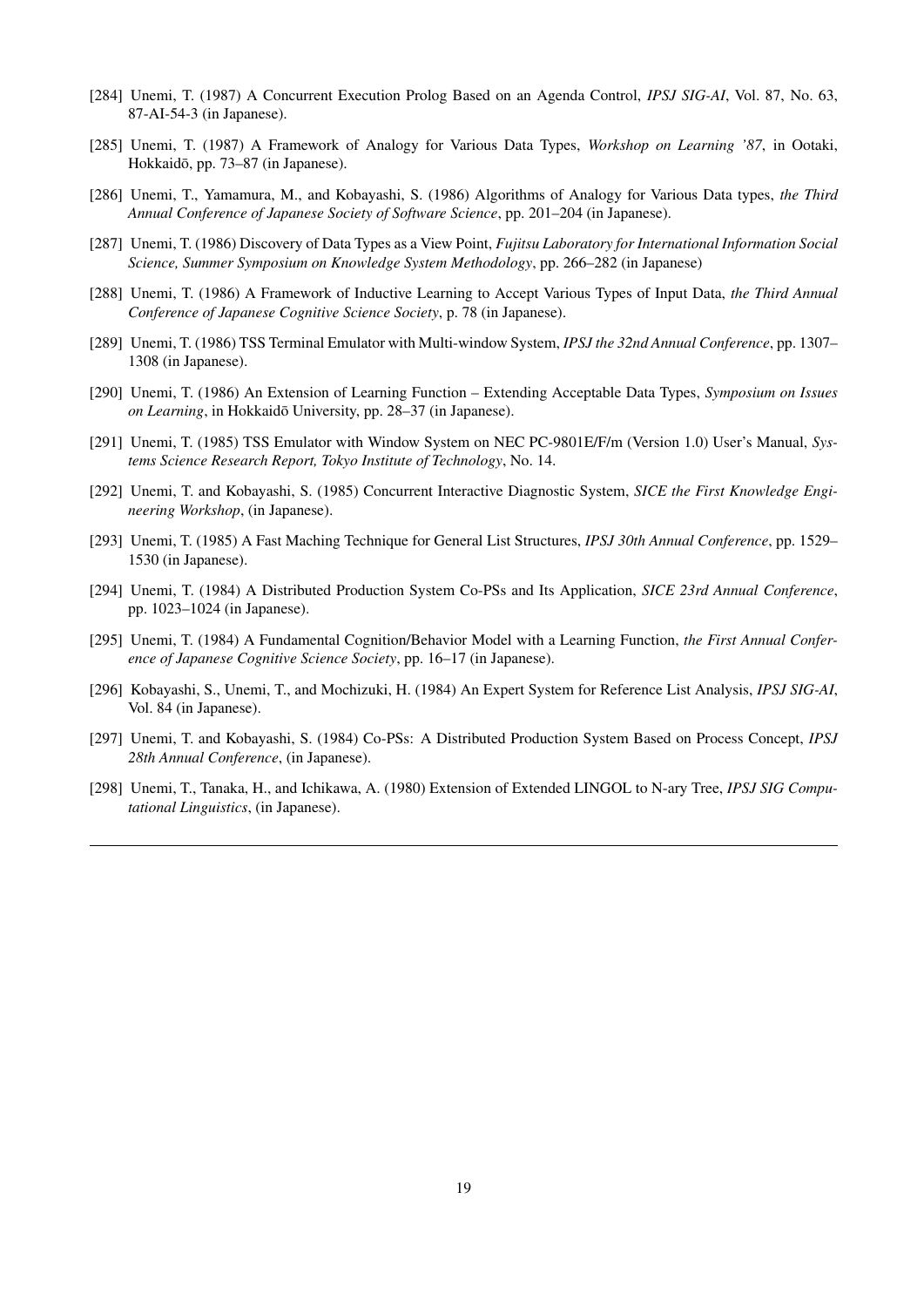[284] Unemi, T. (1987) A Concurrent Execution Prolog Based on an Agenda Control, *IPSJ SIG-AI*, Vol. 87, No. 63, 87-AI-54-3 (in Japanese).

[285] Unemi, T. (1987) A Framework of Analogy for Various Data Types, *Workshop on Learning '87*, in Ootaki, Hokkaidō, pp. 73–87 (in Japanese).

[286] Unemi, T., Yamamura, M., and Kobayashi, S. (1986) Algorithms of Analogy for Various Data types, *the Third Annual Conference of Japanese Society of Software Science*, pp. 201–204 (in Japanese).

[287] Unemi, T. (1986) Discovery of Data Types as a View Point, *Fujitsu Laboratory for International Information Social Science, Summer Symposium on Knowledge System Methodology*, pp. 266–282 (in Japanese)

[288] Unemi, T. (1986) A Framework of Inductive Learning to Accept Various Types of Input Data, *the Third Annual Conference of Japanese Cognitive Science Society*, p. 78 (in Japanese).

[289] Unemi, T. (1986) TSS Terminal Emulator with Multi-window System, *IPSJ the 32nd Annual Conference*, pp. 1307–1308 (in Japanese).

[290] Unemi, T. (1986) An Extension of Learning Function – Extending Acceptable Data Types, *Symposium on Issues on Learning*, in Hokkaidō University, pp. 28–37 (in Japanese).

[291] Unemi, T. (1985) TSS Emulator with Window System on NEC PC-9801E/F/m (Version 1.0) User's Manual, *Systems Science Research Report, Tokyo Institute of Technology*, No. 14.

[292] Unemi, T. and Kobayashi, S. (1985) Concurrent Interactive Diagnostic System, *SICE the First Knowledge Engineering Workshop*, (in Japanese).

[293] Unemi, T. (1985) A Fast Maching Technique for General List Structures, *IPSJ 30th Annual Conference*, pp. 1529–1530 (in Japanese).

[294] Unemi, T. (1984) A Distributed Production System Co-PSs and Its Application, *SICE 23rd Annual Conference*, pp. 1023–1024 (in Japanese).

[295] Unemi, T. (1984) A Fundamental Cognition/Behavior Model with a Learning Function, *the First Annual Conference of Japanese Cognitive Science Society*, pp. 16–17 (in Japanese).

[296] Kobayashi, S., Unemi, T., and Mochizuki, H. (1984) An Expert System for Reference List Analysis, *IPSJ SIG-AI*, Vol. 84 (in Japanese).

[297] Unemi, T. and Kobayashi, S. (1984) Co-PSs: A Distributed Production System Based on Process Concept, *IPSJ 28th Annual Conference*, (in Japanese).

[298] Unemi, T., Tanaka, H., and Ichikawa, A. (1980) Extension of Extended LINGOL to N-ary Tree, *IPSJ SIG Computational Linguistics*, (in Japanese).